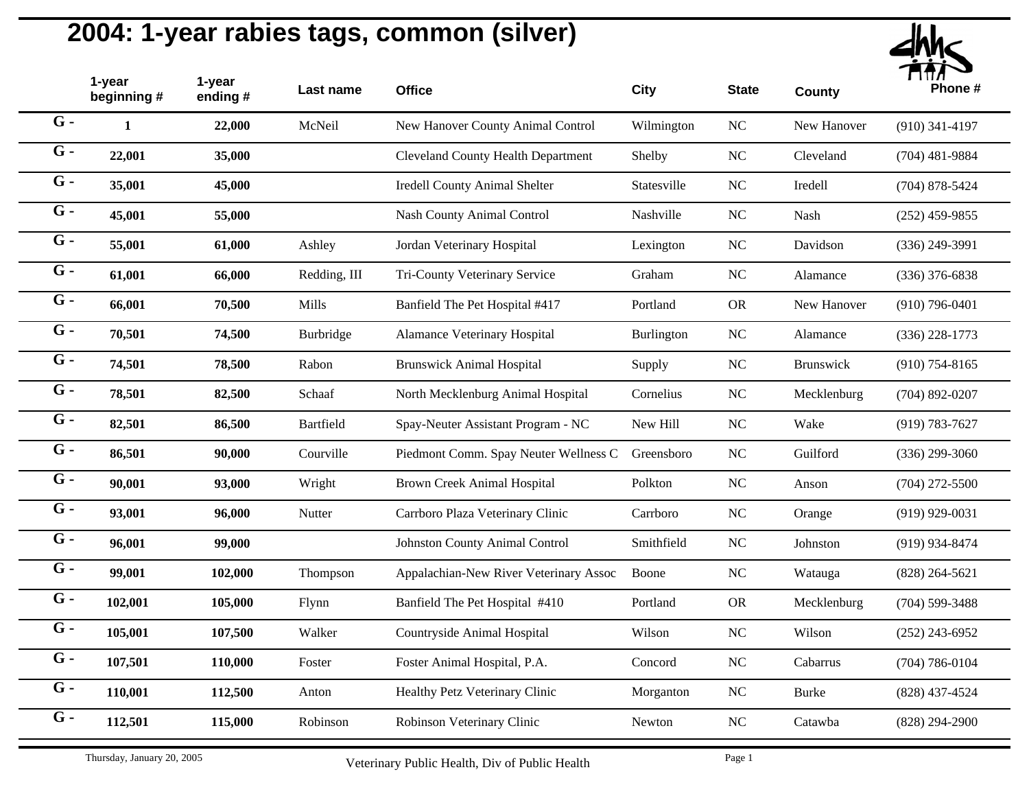# 2004: 1-year rabies tags, common (silver)

| | 1-year beginning # | 1-year ending # | Last name | Office | City | State | County | Phone # |
|---|---|---|---|---|---|---|---|---|
| G - | 1 | 22,000 | McNeil | New Hanover County Animal Control | Wilmington | NC | New Hanover | (910) 341-4197 |
| G - | 22,001 | 35,000 | | Cleveland County Health Department | Shelby | NC | Cleveland | (704) 481-9884 |
| G - | 35,001 | 45,000 | | Iredell County Animal Shelter | Statesville | NC | Iredell | (704) 878-5424 |
| G - | 45,001 | 55,000 | | Nash County Animal Control | Nashville | NC | Nash | (252) 459-9855 |
| G - | 55,001 | 61,000 | Ashley | Jordan Veterinary Hospital | Lexington | NC | Davidson | (336) 249-3991 |
| G - | 61,001 | 66,000 | Redding, III | Tri-County Veterinary Service | Graham | NC | Alamance | (336) 376-6838 |
| G - | 66,001 | 70,500 | Mills | Banfield The Pet Hospital #417 | Portland | OR | New Hanover | (910) 796-0401 |
| G - | 70,501 | 74,500 | Burbridge | Alamance Veterinary Hospital | Burlington | NC | Alamance | (336) 228-1773 |
| G - | 74,501 | 78,500 | Rabon | Brunswick Animal Hospital | Supply | NC | Brunswick | (910) 754-8165 |
| G - | 78,501 | 82,500 | Schaaf | North Mecklenburg Animal Hospital | Cornelius | NC | Mecklenburg | (704) 892-0207 |
| G - | 82,501 | 86,500 | Bartfield | Spay-Neuter Assistant Program - NC | New Hill | NC | Wake | (919) 783-7627 |
| G - | 86,501 | 90,000 | Courville | Piedmont Comm. Spay Neuter Wellness C | Greensboro | NC | Guilford | (336) 299-3060 |
| G - | 90,001 | 93,000 | Wright | Brown Creek Animal Hospital | Polkton | NC | Anson | (704) 272-5500 |
| G - | 93,001 | 96,000 | Nutter | Carrboro Plaza Veterinary Clinic | Carrboro | NC | Orange | (919) 929-0031 |
| G - | 96,001 | 99,000 | | Johnston County Animal Control | Smithfield | NC | Johnston | (919) 934-8474 |
| G - | 99,001 | 102,000 | Thompson | Appalachian-New River Veterinary Assoc | Boone | NC | Watauga | (828) 264-5621 |
| G - | 102,001 | 105,000 | Flynn | Banfield The Pet Hospital #410 | Portland | OR | Mecklenburg | (704) 599-3488 |
| G - | 105,001 | 107,500 | Walker | Countryside Animal Hospital | Wilson | NC | Wilson | (252) 243-6952 |
| G - | 107,501 | 110,000 | Foster | Foster Animal Hospital, P.A. | Concord | NC | Cabarrus | (704) 786-0104 |
| G - | 110,001 | 112,500 | Anton | Healthy Petz Veterinary Clinic | Morganton | NC | Burke | (828) 437-4524 |
| G - | 112,501 | 115,000 | Robinson | Robinson Veterinary Clinic | Newton | NC | Catawba | (828) 294-2900 |

Thursday, January 20, 2005 — Veterinary Public Health, Div of Public Health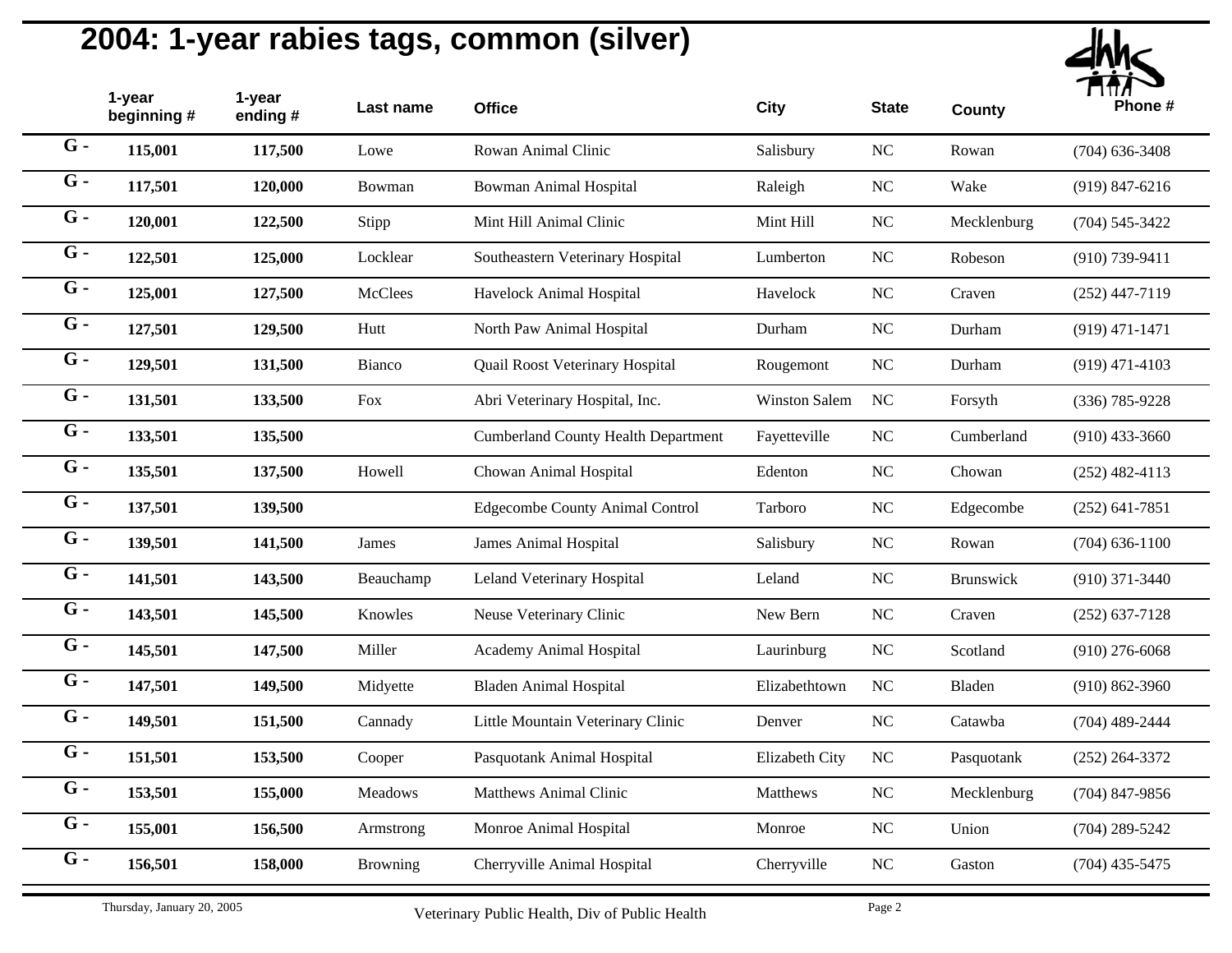# 2004: 1-year rabies tags, common (silver)

| | 1-year beginning # | 1-year ending # | Last name | Office | City | State | County | Phone # |
|---|---|---|---|---|---|---|---|---|
| G - | 115,001 | 117,500 | Lowe | Rowan Animal Clinic | Salisbury | NC | Rowan | (704) 636-3408 |
| G - | 117,501 | 120,000 | Bowman | Bowman Animal Hospital | Raleigh | NC | Wake | (919) 847-6216 |
| G - | 120,001 | 122,500 | Stipp | Mint Hill Animal Clinic | Mint Hill | NC | Mecklenburg | (704) 545-3422 |
| G - | 122,501 | 125,000 | Locklear | Southeastern Veterinary Hospital | Lumberton | NC | Robeson | (910) 739-9411 |
| G - | 125,001 | 127,500 | McClees | Havelock Animal Hospital | Havelock | NC | Craven | (252) 447-7119 |
| G - | 127,501 | 129,500 | Hutt | North Paw Animal Hospital | Durham | NC | Durham | (919) 471-1471 |
| G - | 129,501 | 131,500 | Bianco | Quail Roost Veterinary Hospital | Rougemont | NC | Durham | (919) 471-4103 |
| G - | 131,501 | 133,500 | Fox | Abri Veterinary Hospital, Inc. | Winston Salem | NC | Forsyth | (336) 785-9228 |
| G - | 133,501 | 135,500 | | Cumberland County Health Department | Fayetteville | NC | Cumberland | (910) 433-3660 |
| G - | 135,501 | 137,500 | Howell | Chowan Animal Hospital | Edenton | NC | Chowan | (252) 482-4113 |
| G - | 137,501 | 139,500 | | Edgecombe County Animal Control | Tarboro | NC | Edgecombe | (252) 641-7851 |
| G - | 139,501 | 141,500 | James | James Animal Hospital | Salisbury | NC | Rowan | (704) 636-1100 |
| G - | 141,501 | 143,500 | Beauchamp | Leland Veterinary Hospital | Leland | NC | Brunswick | (910) 371-3440 |
| G - | 143,501 | 145,500 | Knowles | Neuse Veterinary Clinic | New Bern | NC | Craven | (252) 637-7128 |
| G - | 145,501 | 147,500 | Miller | Academy Animal Hospital | Laurinburg | NC | Scotland | (910) 276-6068 |
| G - | 147,501 | 149,500 | Midyette | Bladen Animal Hospital | Elizabethtown | NC | Bladen | (910) 862-3960 |
| G - | 149,501 | 151,500 | Cannady | Little Mountain Veterinary Clinic | Denver | NC | Catawba | (704) 489-2444 |
| G - | 151,501 | 153,500 | Cooper | Pasquotank Animal Hospital | Elizabeth City | NC | Pasquotank | (252) 264-3372 |
| G - | 153,501 | 155,000 | Meadows | Matthews Animal Clinic | Matthews | NC | Mecklenburg | (704) 847-9856 |
| G - | 155,001 | 156,500 | Armstrong | Monroe Animal Hospital | Monroe | NC | Union | (704) 289-5242 |
| G - | 156,501 | 158,000 | Browning | Cherryville Animal Hospital | Cherryville | NC | Gaston | (704) 435-5475 |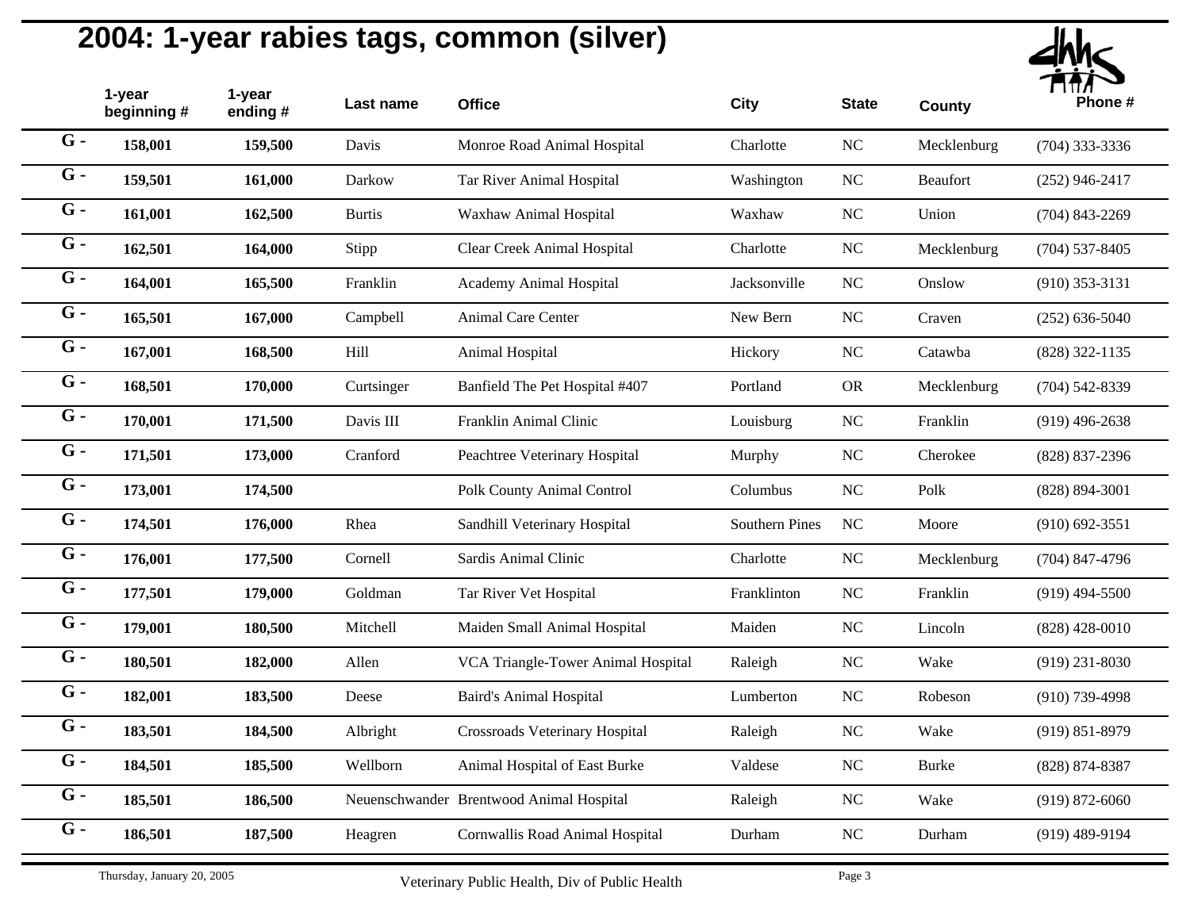# 2004: 1-year rabies tags, common (silver)

| | 1-year beginning # | 1-year ending # | Last name | Office | City | State | County | Phone # |
|---|---|---|---|---|---|---|---|---|
| G - | 158,001 | 159,500 | Davis | Monroe Road Animal Hospital | Charlotte | NC | Mecklenburg | (704) 333-3336 |
| G - | 159,501 | 161,000 | Darkow | Tar River Animal Hospital | Washington | NC | Beaufort | (252) 946-2417 |
| G - | 161,001 | 162,500 | Burtis | Waxhaw Animal Hospital | Waxhaw | NC | Union | (704) 843-2269 |
| G - | 162,501 | 164,000 | Stipp | Clear Creek Animal Hospital | Charlotte | NC | Mecklenburg | (704) 537-8405 |
| G - | 164,001 | 165,500 | Franklin | Academy Animal Hospital | Jacksonville | NC | Onslow | (910) 353-3131 |
| G - | 165,501 | 167,000 | Campbell | Animal Care Center | New Bern | NC | Craven | (252) 636-5040 |
| G - | 167,001 | 168,500 | Hill | Animal Hospital | Hickory | NC | Catawba | (828) 322-1135 |
| G - | 168,501 | 170,000 | Curtsinger | Banfield The Pet Hospital #407 | Portland | OR | Mecklenburg | (704) 542-8339 |
| G - | 170,001 | 171,500 | Davis III | Franklin Animal Clinic | Louisburg | NC | Franklin | (919) 496-2638 |
| G - | 171,501 | 173,000 | Cranford | Peachtree Veterinary Hospital | Murphy | NC | Cherokee | (828) 837-2396 |
| G - | 173,001 | 174,500 | | Polk County Animal Control | Columbus | NC | Polk | (828) 894-3001 |
| G - | 174,501 | 176,000 | Rhea | Sandhill Veterinary Hospital | Southern Pines | NC | Moore | (910) 692-3551 |
| G - | 176,001 | 177,500 | Cornell | Sardis Animal Clinic | Charlotte | NC | Mecklenburg | (704) 847-4796 |
| G - | 177,501 | 179,000 | Goldman | Tar River Vet Hospital | Franklinton | NC | Franklin | (919) 494-5500 |
| G - | 179,001 | 180,500 | Mitchell | Maiden Small Animal Hospital | Maiden | NC | Lincoln | (828) 428-0010 |
| G - | 180,501 | 182,000 | Allen | VCA Triangle-Tower Animal Hospital | Raleigh | NC | Wake | (919) 231-8030 |
| G - | 182,001 | 183,500 | Deese | Baird's Animal Hospital | Lumberton | NC | Robeson | (910) 739-4998 |
| G - | 183,501 | 184,500 | Albright | Crossroads Veterinary Hospital | Raleigh | NC | Wake | (919) 851-8979 |
| G - | 184,501 | 185,500 | Wellborn | Animal Hospital of East Burke | Valdese | NC | Burke | (828) 874-8387 |
| G - | 185,501 | 186,500 | Neuenschwander | Brentwood Animal Hospital | Raleigh | NC | Wake | (919) 872-6060 |
| G - | 186,501 | 187,500 | Heagren | Cornwallis Road Animal Hospital | Durham | NC | Durham | (919) 489-9194 |

Thursday, January 20, 2005 Veterinary Public Health, Div of Public Health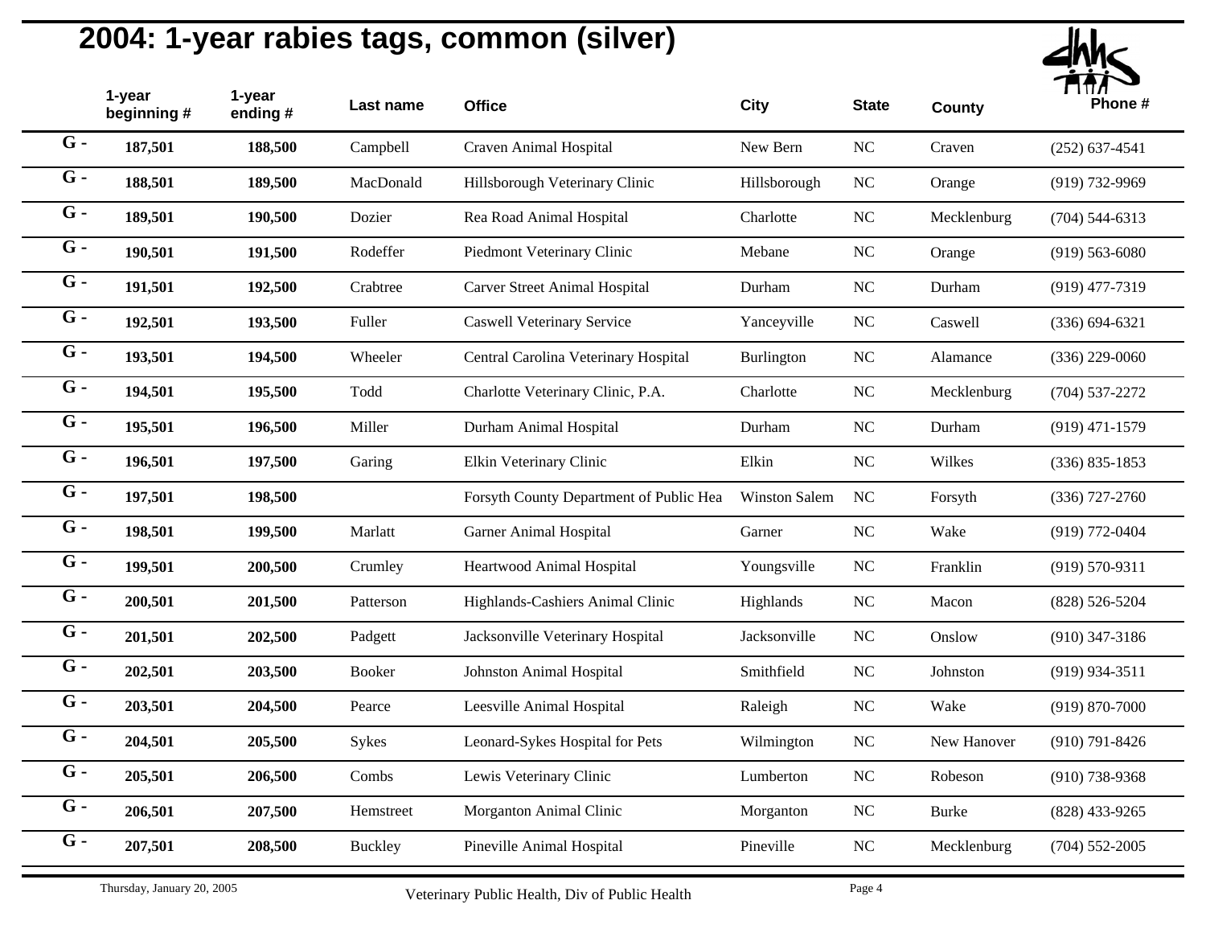# 2004: 1-year rabies tags, common (silver)

| | 1-year beginning # | 1-year ending # | Last name | Office | City | State | County | Phone # |
|---|---|---|---|---|---|---|---|---|
| G - | 187,501 | 188,500 | Campbell | Craven Animal Hospital | New Bern | NC | Craven | (252) 637-4541 |
| G - | 188,501 | 189,500 | MacDonald | Hillsborough Veterinary Clinic | Hillsborough | NC | Orange | (919) 732-9969 |
| G - | 189,501 | 190,500 | Dozier | Rea Road Animal Hospital | Charlotte | NC | Mecklenburg | (704) 544-6313 |
| G - | 190,501 | 191,500 | Rodeffer | Piedmont Veterinary Clinic | Mebane | NC | Orange | (919) 563-6080 |
| G - | 191,501 | 192,500 | Crabtree | Carver Street Animal Hospital | Durham | NC | Durham | (919) 477-7319 |
| G - | 192,501 | 193,500 | Fuller | Caswell Veterinary Service | Yanceyville | NC | Caswell | (336) 694-6321 |
| G - | 193,501 | 194,500 | Wheeler | Central Carolina Veterinary Hospital | Burlington | NC | Alamance | (336) 229-0060 |
| G - | 194,501 | 195,500 | Todd | Charlotte Veterinary Clinic, P.A. | Charlotte | NC | Mecklenburg | (704) 537-2272 |
| G - | 195,501 | 196,500 | Miller | Durham Animal Hospital | Durham | NC | Durham | (919) 471-1579 |
| G - | 196,501 | 197,500 | Garing | Elkin Veterinary Clinic | Elkin | NC | Wilkes | (336) 835-1853 |
| G - | 197,501 | 198,500 | | Forsyth County Department of Public Hea | Winston Salem | NC | Forsyth | (336) 727-2760 |
| G - | 198,501 | 199,500 | Marlatt | Garner Animal Hospital | Garner | NC | Wake | (919) 772-0404 |
| G - | 199,501 | 200,500 | Crumley | Heartwood Animal Hospital | Youngsville | NC | Franklin | (919) 570-9311 |
| G - | 200,501 | 201,500 | Patterson | Highlands-Cashiers Animal Clinic | Highlands | NC | Macon | (828) 526-5204 |
| G - | 201,501 | 202,500 | Padgett | Jacksonville Veterinary Hospital | Jacksonville | NC | Onslow | (910) 347-3186 |
| G - | 202,501 | 203,500 | Booker | Johnston Animal Hospital | Smithfield | NC | Johnston | (919) 934-3511 |
| G - | 203,501 | 204,500 | Pearce | Leesville Animal Hospital | Raleigh | NC | Wake | (919) 870-7000 |
| G - | 204,501 | 205,500 | Sykes | Leonard-Sykes Hospital for Pets | Wilmington | NC | New Hanover | (910) 791-8426 |
| G - | 205,501 | 206,500 | Combs | Lewis Veterinary Clinic | Lumberton | NC | Robeson | (910) 738-9368 |
| G - | 206,501 | 207,500 | Hemstreet | Morganton Animal Clinic | Morganton | NC | Burke | (828) 433-9265 |
| G - | 207,501 | 208,500 | Buckley | Pineville Animal Hospital | Pineville | NC | Mecklenburg | (704) 552-2005 |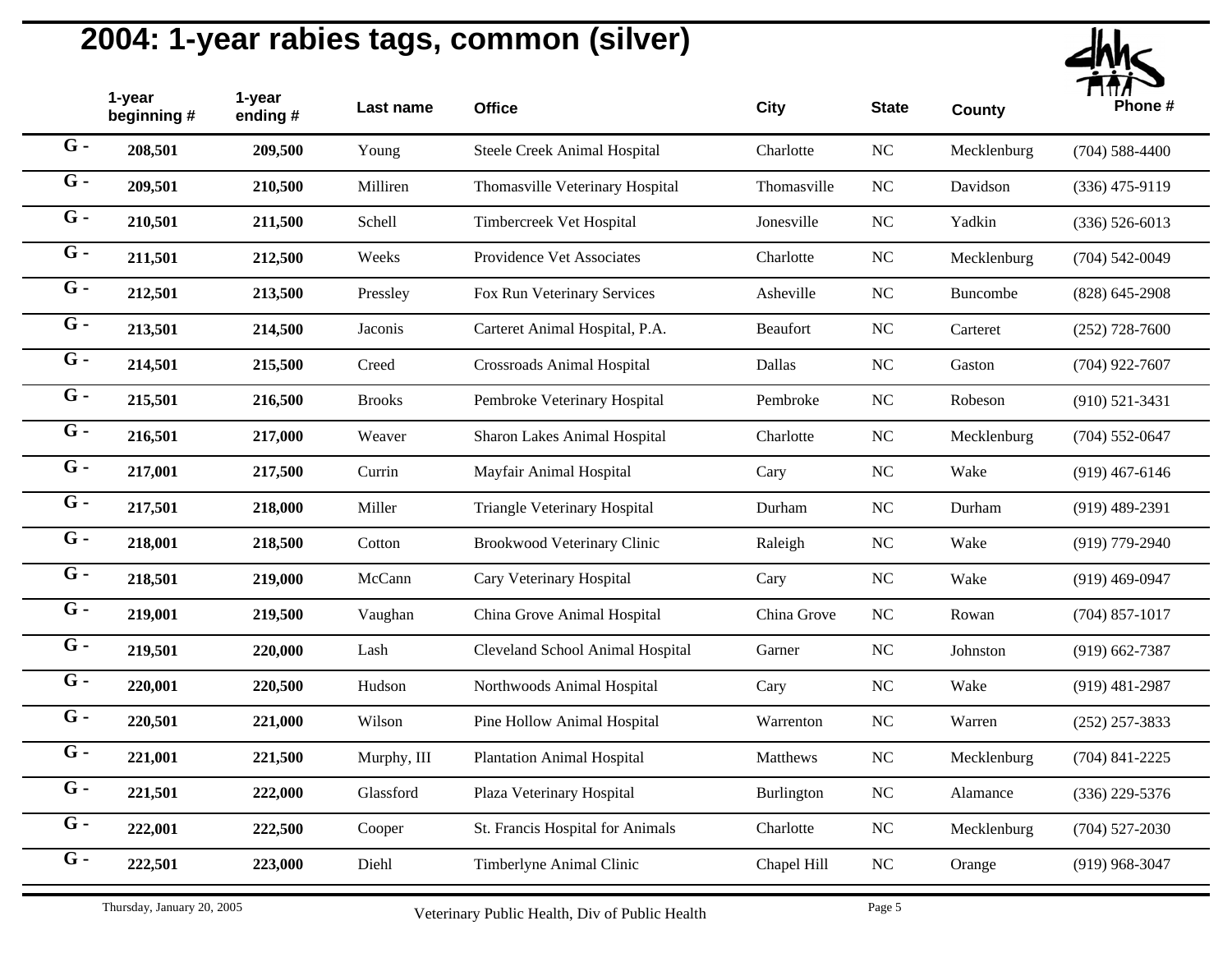# 2004: 1-year rabies tags, common (silver)

| | 1-year beginning # | 1-year ending # | Last name | Office | City | State | County | Phone # |
|---|---|---|---|---|---|---|---|---|
| G - | **208,501** | **209,500** | Young | Steele Creek Animal Hospital | Charlotte | NC | Mecklenburg | (704) 588-4400 |
| G - | **209,501** | **210,500** | Milliren | Thomasville Veterinary Hospital | Thomasville | NC | Davidson | (336) 475-9119 |
| G - | **210,501** | **211,500** | Schell | Timbercreek Vet Hospital | Jonesville | NC | Yadkin | (336) 526-6013 |
| G - | **211,501** | **212,500** | Weeks | Providence Vet Associates | Charlotte | NC | Mecklenburg | (704) 542-0049 |
| G - | **212,501** | **213,500** | Pressley | Fox Run Veterinary Services | Asheville | NC | Buncombe | (828) 645-2908 |
| G - | **213,501** | **214,500** | Jaconis | Carteret Animal Hospital, P.A. | Beaufort | NC | Carteret | (252) 728-7600 |
| G - | **214,501** | **215,500** | Creed | Crossroads Animal Hospital | Dallas | NC | Gaston | (704) 922-7607 |
| G - | **215,501** | **216,500** | Brooks | Pembroke Veterinary Hospital | Pembroke | NC | Robeson | (910) 521-3431 |
| G - | **216,501** | **217,000** | Weaver | Sharon Lakes Animal Hospital | Charlotte | NC | Mecklenburg | (704) 552-0647 |
| G - | **217,001** | **217,500** | Currin | Mayfair Animal Hospital | Cary | NC | Wake | (919) 467-6146 |
| G - | **217,501** | **218,000** | Miller | Triangle Veterinary Hospital | Durham | NC | Durham | (919) 489-2391 |
| G - | **218,001** | **218,500** | Cotton | Brookwood Veterinary Clinic | Raleigh | NC | Wake | (919) 779-2940 |
| G - | **218,501** | **219,000** | McCann | Cary Veterinary Hospital | Cary | NC | Wake | (919) 469-0947 |
| G - | **219,001** | **219,500** | Vaughan | China Grove Animal Hospital | China Grove | NC | Rowan | (704) 857-1017 |
| G - | **219,501** | **220,000** | Lash | Cleveland School Animal Hospital | Garner | NC | Johnston | (919) 662-7387 |
| G - | **220,001** | **220,500** | Hudson | Northwoods Animal Hospital | Cary | NC | Wake | (919) 481-2987 |
| G - | **220,501** | **221,000** | Wilson | Pine Hollow Animal Hospital | Warrenton | NC | Warren | (252) 257-3833 |
| G - | **221,001** | **221,500** | Murphy, III | Plantation Animal Hospital | Matthews | NC | Mecklenburg | (704) 841-2225 |
| G - | **221,501** | **222,000** | Glassford | Plaza Veterinary Hospital | Burlington | NC | Alamance | (336) 229-5376 |
| G - | **222,001** | **222,500** | Cooper | St. Francis Hospital for Animals | Charlotte | NC | Mecklenburg | (704) 527-2030 |
| G - | **222,501** | **223,000** | Diehl | Timberlyne Animal Clinic | Chapel Hill | NC | Orange | (919) 968-3047 |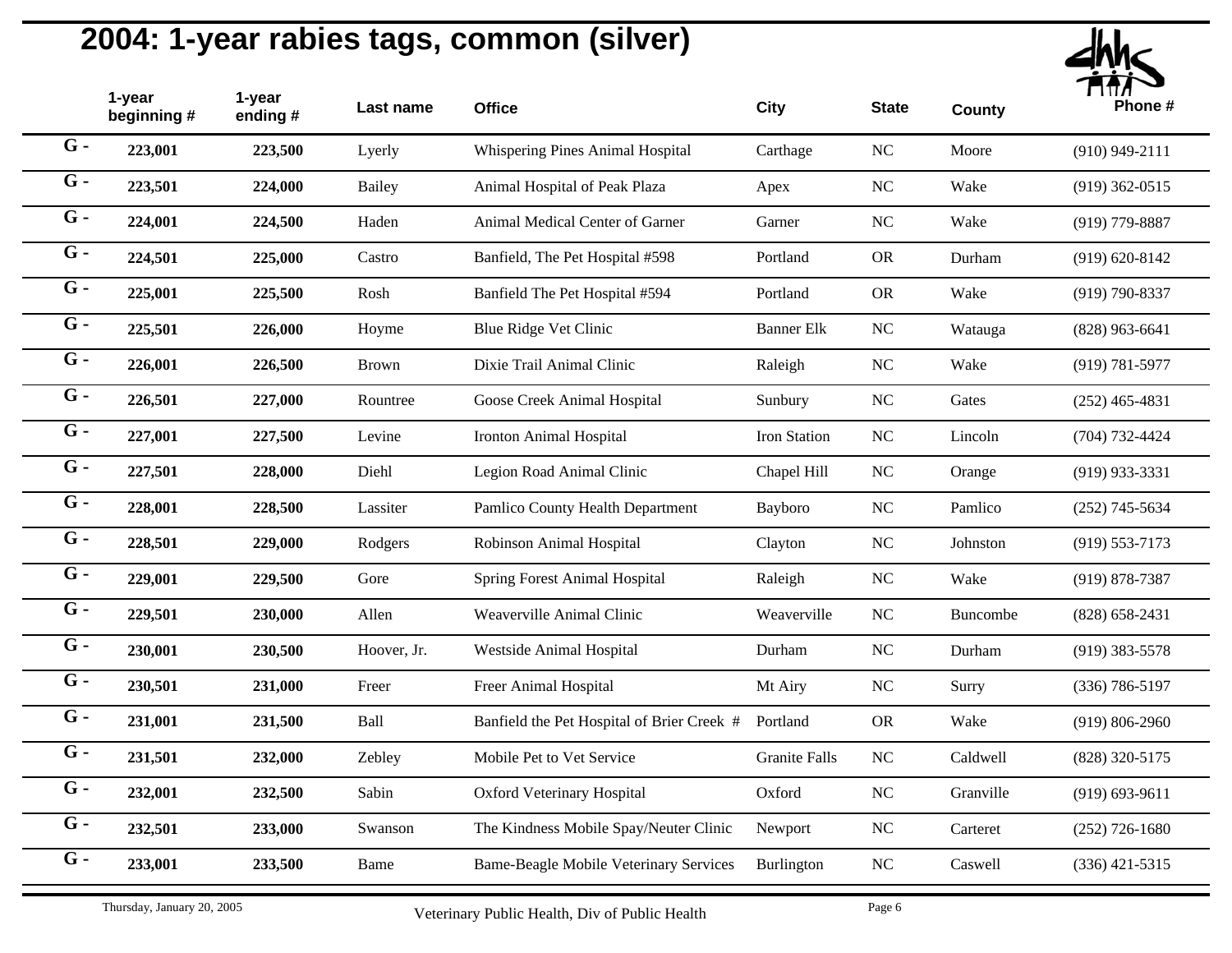# 2004: 1-year rabies tags, common (silver)

| | 1-year beginning # | 1-year ending # | Last name | Office | City | State | County | Phone # |
|---|---|---|---|---|---|---|---|---|
| G - | 223,001 | 223,500 | Lyerly | Whispering Pines Animal Hospital | Carthage | NC | Moore | (910) 949-2111 |
| G - | 223,501 | 224,000 | Bailey | Animal Hospital of Peak Plaza | Apex | NC | Wake | (919) 362-0515 |
| G - | 224,001 | 224,500 | Haden | Animal Medical Center of Garner | Garner | NC | Wake | (919) 779-8887 |
| G - | 224,501 | 225,000 | Castro | Banfield, The Pet Hospital #598 | Portland | OR | Durham | (919) 620-8142 |
| G - | 225,001 | 225,500 | Rosh | Banfield The Pet Hospital #594 | Portland | OR | Wake | (919) 790-8337 |
| G - | 225,501 | 226,000 | Hoyme | Blue Ridge Vet Clinic | Banner Elk | NC | Watauga | (828) 963-6641 |
| G - | 226,001 | 226,500 | Brown | Dixie Trail Animal Clinic | Raleigh | NC | Wake | (919) 781-5977 |
| G - | 226,501 | 227,000 | Rountree | Goose Creek Animal Hospital | Sunbury | NC | Gates | (252) 465-4831 |
| G - | 227,001 | 227,500 | Levine | Ironton Animal Hospital | Iron Station | NC | Lincoln | (704) 732-4424 |
| G - | 227,501 | 228,000 | Diehl | Legion Road Animal Clinic | Chapel Hill | NC | Orange | (919) 933-3331 |
| G - | 228,001 | 228,500 | Lassiter | Pamlico County Health Department | Bayboro | NC | Pamlico | (252) 745-5634 |
| G - | 228,501 | 229,000 | Rodgers | Robinson Animal Hospital | Clayton | NC | Johnston | (919) 553-7173 |
| G - | 229,001 | 229,500 | Gore | Spring Forest Animal Hospital | Raleigh | NC | Wake | (919) 878-7387 |
| G - | 229,501 | 230,000 | Allen | Weaverville Animal Clinic | Weaverville | NC | Buncombe | (828) 658-2431 |
| G - | 230,001 | 230,500 | Hoover, Jr. | Westside Animal Hospital | Durham | NC | Durham | (919) 383-5578 |
| G - | 230,501 | 231,000 | Freer | Freer Animal Hospital | Mt Airy | NC | Surry | (336) 786-5197 |
| G - | 231,001 | 231,500 | Ball | Banfield the Pet Hospital of Brier Creek # | Portland | OR | Wake | (919) 806-2960 |
| G - | 231,501 | 232,000 | Zebley | Mobile Pet to Vet Service | Granite Falls | NC | Caldwell | (828) 320-5175 |
| G - | 232,001 | 232,500 | Sabin | Oxford Veterinary Hospital | Oxford | NC | Granville | (919) 693-9611 |
| G - | 232,501 | 233,000 | Swanson | The Kindness Mobile Spay/Neuter Clinic | Newport | NC | Carteret | (252) 726-1680 |
| G - | 233,001 | 233,500 | Bame | Bame-Beagle Mobile Veterinary Services | Burlington | NC | Caswell | (336) 421-5315 |

Thursday, January 20, 2005 — Veterinary Public Health, Div of Public Health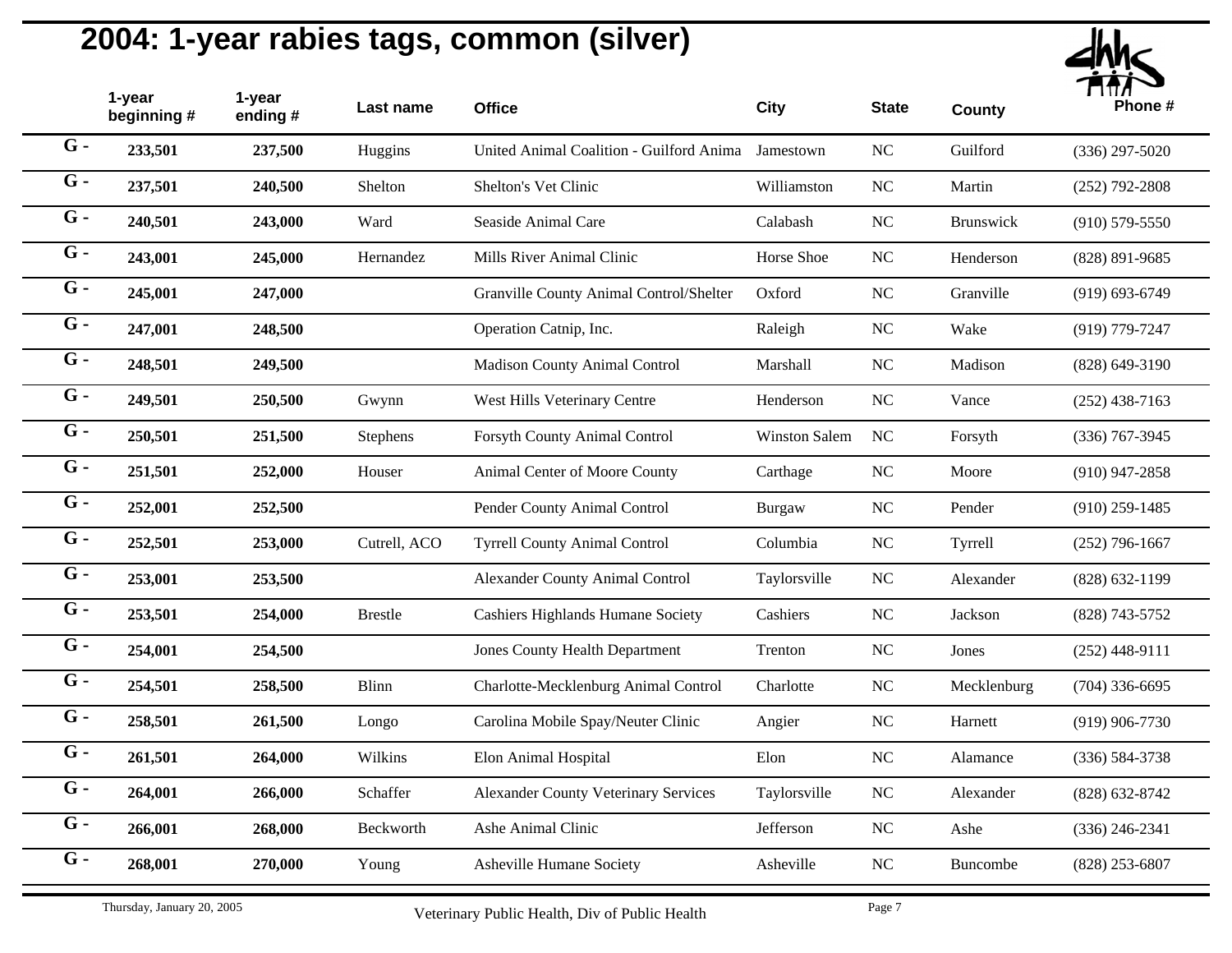# 2004: 1-year rabies tags, common (silver)

| | 1-year beginning # | 1-year ending # | Last name | Office | City | State | County | Phone # |
|---|---|---|---|---|---|---|---|---|
| G - | 233,501 | 237,500 | Huggins | United Animal Coalition - Guilford Anima | Jamestown | NC | Guilford | (336) 297-5020 |
| G - | 237,501 | 240,500 | Shelton | Shelton's Vet Clinic | Williamston | NC | Martin | (252) 792-2808 |
| G - | 240,501 | 243,000 | Ward | Seaside Animal Care | Calabash | NC | Brunswick | (910) 579-5550 |
| G - | 243,001 | 245,000 | Hernandez | Mills River Animal Clinic | Horse Shoe | NC | Henderson | (828) 891-9685 |
| G - | 245,001 | 247,000 | | Granville County Animal Control/Shelter | Oxford | NC | Granville | (919) 693-6749 |
| G - | 247,001 | 248,500 | | Operation Catnip, Inc. | Raleigh | NC | Wake | (919) 779-7247 |
| G - | 248,501 | 249,500 | | Madison County Animal Control | Marshall | NC | Madison | (828) 649-3190 |
| G - | 249,501 | 250,500 | Gwynn | West Hills Veterinary Centre | Henderson | NC | Vance | (252) 438-7163 |
| G - | 250,501 | 251,500 | Stephens | Forsyth County Animal Control | Winston Salem | NC | Forsyth | (336) 767-3945 |
| G - | 251,501 | 252,000 | Houser | Animal Center of Moore County | Carthage | NC | Moore | (910) 947-2858 |
| G - | 252,001 | 252,500 | | Pender County Animal Control | Burgaw | NC | Pender | (910) 259-1485 |
| G - | 252,501 | 253,000 | Cutrell, ACO | Tyrrell County Animal Control | Columbia | NC | Tyrrell | (252) 796-1667 |
| G - | 253,001 | 253,500 | | Alexander County Animal Control | Taylorsville | NC | Alexander | (828) 632-1199 |
| G - | 253,501 | 254,000 | Brestle | Cashiers Highlands Humane Society | Cashiers | NC | Jackson | (828) 743-5752 |
| G - | 254,001 | 254,500 | | Jones County Health Department | Trenton | NC | Jones | (252) 448-9111 |
| G - | 254,501 | 258,500 | Blinn | Charlotte-Mecklenburg Animal Control | Charlotte | NC | Mecklenburg | (704) 336-6695 |
| G - | 258,501 | 261,500 | Longo | Carolina Mobile Spay/Neuter Clinic | Angier | NC | Harnett | (919) 906-7730 |
| G - | 261,501 | 264,000 | Wilkins | Elon Animal Hospital | Elon | NC | Alamance | (336) 584-3738 |
| G - | 264,001 | 266,000 | Schaffer | Alexander County Veterinary Services | Taylorsville | NC | Alexander | (828) 632-8742 |
| G - | 266,001 | 268,000 | Beckworth | Ashe Animal Clinic | Jefferson | NC | Ashe | (336) 246-2341 |
| G - | 268,001 | 270,000 | Young | Asheville Humane Society | Asheville | NC | Buncombe | (828) 253-6807 |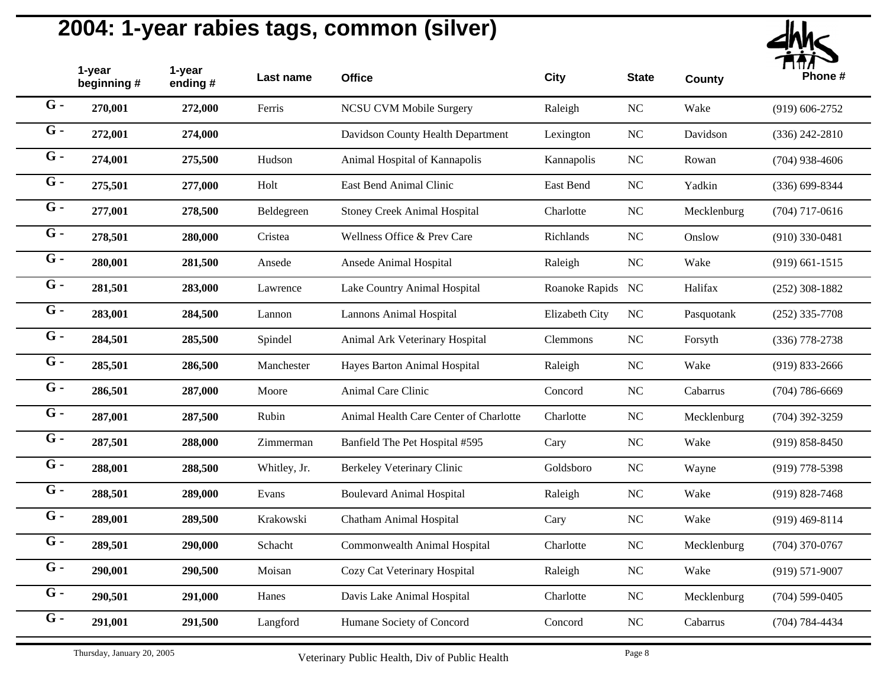# 2004: 1-year rabies tags, common (silver)

| | 1-year beginning # | 1-year ending # | Last name | Office | City | State | County | Phone # |
|---|---|---|---|---|---|---|---|---|
| G - | 270,001 | 272,000 | Ferris | NCSU CVM Mobile Surgery | Raleigh | NC | Wake | (919) 606-2752 |
| G - | 272,001 | 274,000 | | Davidson County Health Department | Lexington | NC | Davidson | (336) 242-2810 |
| G - | 274,001 | 275,500 | Hudson | Animal Hospital of Kannapolis | Kannapolis | NC | Rowan | (704) 938-4606 |
| G - | 275,501 | 277,000 | Holt | East Bend Animal Clinic | East Bend | NC | Yadkin | (336) 699-8344 |
| G - | 277,001 | 278,500 | Beldegreen | Stoney Creek Animal Hospital | Charlotte | NC | Mecklenburg | (704) 717-0616 |
| G - | 278,501 | 280,000 | Cristea | Wellness Office & Prev Care | Richlands | NC | Onslow | (910) 330-0481 |
| G - | 280,001 | 281,500 | Ansede | Ansede Animal Hospital | Raleigh | NC | Wake | (919) 661-1515 |
| G - | 281,501 | 283,000 | Lawrence | Lake Country Animal Hospital | Roanoke Rapids | NC | Halifax | (252) 308-1882 |
| G - | 283,001 | 284,500 | Lannon | Lannons Animal Hospital | Elizabeth City | NC | Pasquotank | (252) 335-7708 |
| G - | 284,501 | 285,500 | Spindel | Animal Ark Veterinary Hospital | Clemmons | NC | Forsyth | (336) 778-2738 |
| G - | 285,501 | 286,500 | Manchester | Hayes Barton Animal Hospital | Raleigh | NC | Wake | (919) 833-2666 |
| G - | 286,501 | 287,000 | Moore | Animal Care Clinic | Concord | NC | Cabarrus | (704) 786-6669 |
| G - | 287,001 | 287,500 | Rubin | Animal Health Care Center of Charlotte | Charlotte | NC | Mecklenburg | (704) 392-3259 |
| G - | 287,501 | 288,000 | Zimmerman | Banfield The Pet Hospital #595 | Cary | NC | Wake | (919) 858-8450 |
| G - | 288,001 | 288,500 | Whitley, Jr. | Berkeley Veterinary Clinic | Goldsboro | NC | Wayne | (919) 778-5398 |
| G - | 288,501 | 289,000 | Evans | Boulevard Animal Hospital | Raleigh | NC | Wake | (919) 828-7468 |
| G - | 289,001 | 289,500 | Krakowski | Chatham Animal Hospital | Cary | NC | Wake | (919) 469-8114 |
| G - | 289,501 | 290,000 | Schacht | Commonwealth Animal Hospital | Charlotte | NC | Mecklenburg | (704) 370-0767 |
| G - | 290,001 | 290,500 | Moisan | Cozy Cat Veterinary Hospital | Raleigh | NC | Wake | (919) 571-9007 |
| G - | 290,501 | 291,000 | Hanes | Davis Lake Animal Hospital | Charlotte | NC | Mecklenburg | (704) 599-0405 |
| G - | 291,001 | 291,500 | Langford | Humane Society of Concord | Concord | NC | Cabarrus | (704) 784-4434 |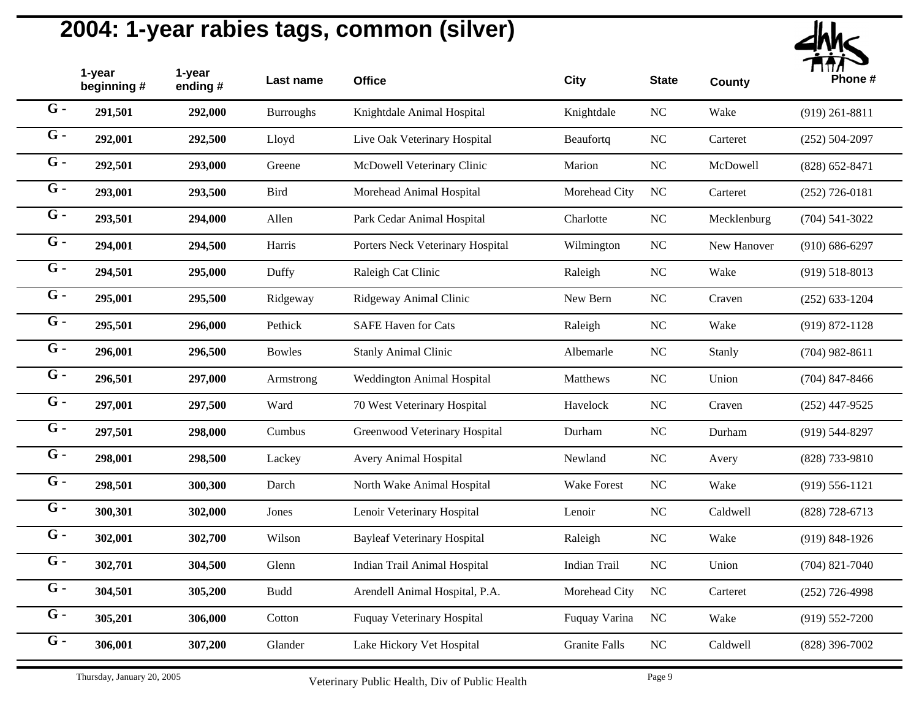# 2004: 1-year rabies tags, common (silver)

| | 1-year beginning # | 1-year ending # | Last name | Office | City | State | County | Phone # |
|---|---|---|---|---|---|---|---|---|
| G - | 291,501 | 292,000 | Burroughs | Knightdale Animal Hospital | Knightdale | NC | Wake | (919) 261-8811 |
| G - | 292,001 | 292,500 | Lloyd | Live Oak Veterinary Hospital | Beaufortq | NC | Carteret | (252) 504-2097 |
| G - | 292,501 | 293,000 | Greene | McDowell Veterinary Clinic | Marion | NC | McDowell | (828) 652-8471 |
| G - | 293,001 | 293,500 | Bird | Morehead Animal Hospital | Morehead City | NC | Carteret | (252) 726-0181 |
| G - | 293,501 | 294,000 | Allen | Park Cedar Animal Hospital | Charlotte | NC | Mecklenburg | (704) 541-3022 |
| G - | 294,001 | 294,500 | Harris | Porters Neck Veterinary Hospital | Wilmington | NC | New Hanover | (910) 686-6297 |
| G - | 294,501 | 295,000 | Duffy | Raleigh Cat Clinic | Raleigh | NC | Wake | (919) 518-8013 |
| G - | 295,001 | 295,500 | Ridgeway | Ridgeway Animal Clinic | New Bern | NC | Craven | (252) 633-1204 |
| G - | 295,501 | 296,000 | Pethick | SAFE Haven for Cats | Raleigh | NC | Wake | (919) 872-1128 |
| G - | 296,001 | 296,500 | Bowles | Stanly Animal Clinic | Albemarle | NC | Stanly | (704) 982-8611 |
| G - | 296,501 | 297,000 | Armstrong | Weddington Animal Hospital | Matthews | NC | Union | (704) 847-8466 |
| G - | 297,001 | 297,500 | Ward | 70 West Veterinary Hospital | Havelock | NC | Craven | (252) 447-9525 |
| G - | 297,501 | 298,000 | Cumbus | Greenwood Veterinary Hospital | Durham | NC | Durham | (919) 544-8297 |
| G - | 298,001 | 298,500 | Lackey | Avery Animal Hospital | Newland | NC | Avery | (828) 733-9810 |
| G - | 298,501 | 300,300 | Darch | North Wake Animal Hospital | Wake Forest | NC | Wake | (919) 556-1121 |
| G - | 300,301 | 302,000 | Jones | Lenoir Veterinary Hospital | Lenoir | NC | Caldwell | (828) 728-6713 |
| G - | 302,001 | 302,700 | Wilson | Bayleaf Veterinary Hospital | Raleigh | NC | Wake | (919) 848-1926 |
| G - | 302,701 | 304,500 | Glenn | Indian Trail Animal Hospital | Indian Trail | NC | Union | (704) 821-7040 |
| G - | 304,501 | 305,200 | Budd | Arendell Animal Hospital, P.A. | Morehead City | NC | Carteret | (252) 726-4998 |
| G - | 305,201 | 306,000 | Cotton | Fuquay Veterinary Hospital | Fuquay Varina | NC | Wake | (919) 552-7200 |
| G - | 306,001 | 307,200 | Glander | Lake Hickory Vet Hospital | Granite Falls | NC | Caldwell | (828) 396-7002 |

Thursday, January 20, 2005 — Veterinary Public Health, Div of Public Health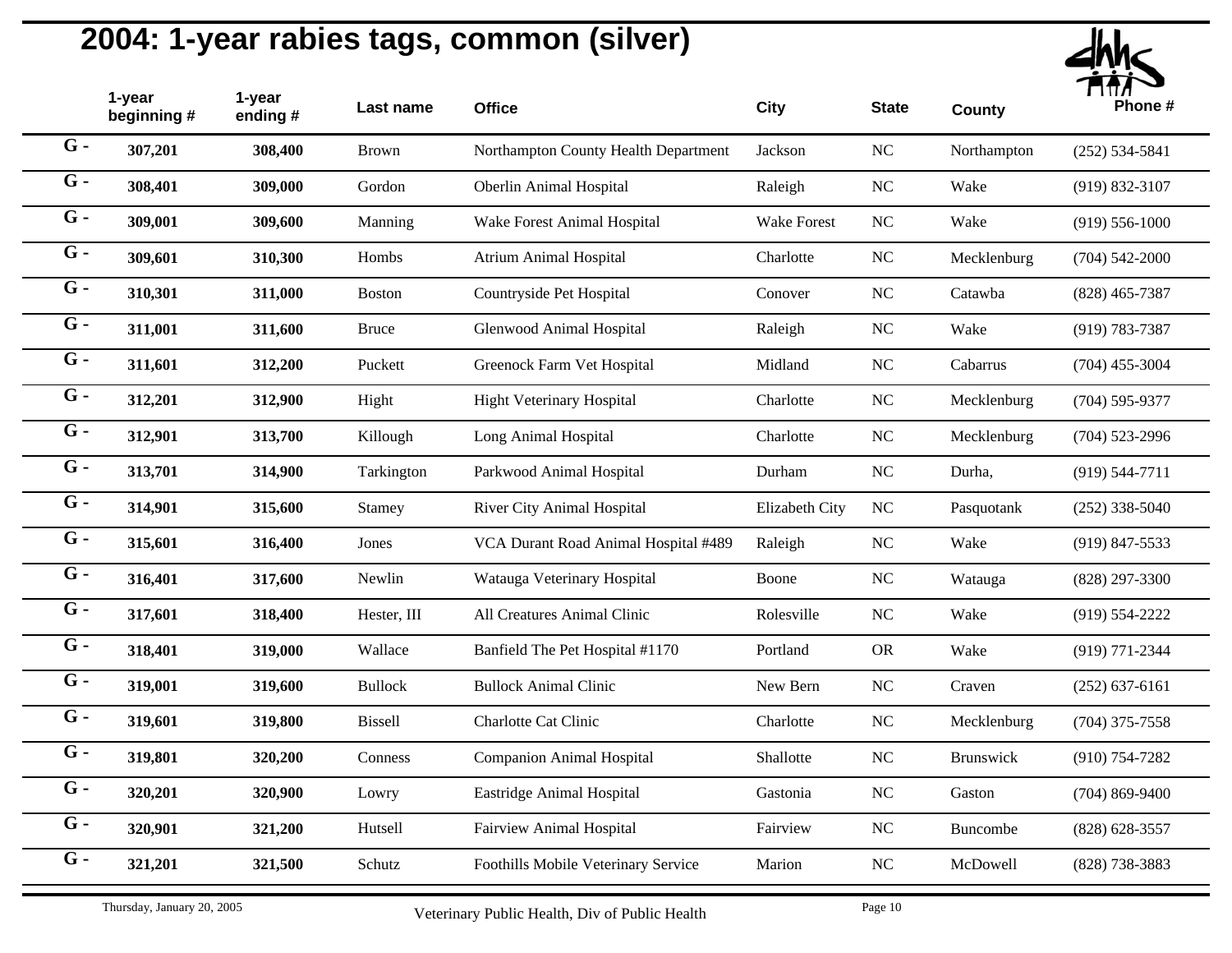# 2004: 1-year rabies tags, common (silver)

| | 1-year beginning # | 1-year ending # | Last name | Office | City | State | County | Phone # |
|---|---|---|---|---|---|---|---|---|
| G - | 307,201 | 308,400 | Brown | Northampton County Health Department | Jackson | NC | Northampton | (252) 534-5841 |
| G - | 308,401 | 309,000 | Gordon | Oberlin Animal Hospital | Raleigh | NC | Wake | (919) 832-3107 |
| G - | 309,001 | 309,600 | Manning | Wake Forest Animal Hospital | Wake Forest | NC | Wake | (919) 556-1000 |
| G - | 309,601 | 310,300 | Hombs | Atrium Animal Hospital | Charlotte | NC | Mecklenburg | (704) 542-2000 |
| G - | 310,301 | 311,000 | Boston | Countryside Pet Hospital | Conover | NC | Catawba | (828) 465-7387 |
| G - | 311,001 | 311,600 | Bruce | Glenwood Animal Hospital | Raleigh | NC | Wake | (919) 783-7387 |
| G - | 311,601 | 312,200 | Puckett | Greenock Farm Vet Hospital | Midland | NC | Cabarrus | (704) 455-3004 |
| G - | 312,201 | 312,900 | Hight | Hight Veterinary Hospital | Charlotte | NC | Mecklenburg | (704) 595-9377 |
| G - | 312,901 | 313,700 | Killough | Long Animal Hospital | Charlotte | NC | Mecklenburg | (704) 523-2996 |
| G - | 313,701 | 314,900 | Tarkington | Parkwood Animal Hospital | Durham | NC | Durha, | (919) 544-7711 |
| G - | 314,901 | 315,600 | Stamey | River City Animal Hospital | Elizabeth City | NC | Pasquotank | (252) 338-5040 |
| G - | 315,601 | 316,400 | Jones | VCA Durant Road Animal Hospital #489 | Raleigh | NC | Wake | (919) 847-5533 |
| G - | 316,401 | 317,600 | Newlin | Watauga Veterinary Hospital | Boone | NC | Watauga | (828) 297-3300 |
| G - | 317,601 | 318,400 | Hester, III | All Creatures Animal Clinic | Rolesville | NC | Wake | (919) 554-2222 |
| G - | 318,401 | 319,000 | Wallace | Banfield The Pet Hospital #1170 | Portland | OR | Wake | (919) 771-2344 |
| G - | 319,001 | 319,600 | Bullock | Bullock Animal Clinic | New Bern | NC | Craven | (252) 637-6161 |
| G - | 319,601 | 319,800 | Bissell | Charlotte Cat Clinic | Charlotte | NC | Mecklenburg | (704) 375-7558 |
| G - | 319,801 | 320,200 | Conness | Companion Animal Hospital | Shallotte | NC | Brunswick | (910) 754-7282 |
| G - | 320,201 | 320,900 | Lowry | Eastridge Animal Hospital | Gastonia | NC | Gaston | (704) 869-9400 |
| G - | 320,901 | 321,200 | Hutsell | Fairview Animal Hospital | Fairview | NC | Buncombe | (828) 628-3557 |
| G - | 321,201 | 321,500 | Schutz | Foothills Mobile Veterinary Service | Marion | NC | McDowell | (828) 738-3883 |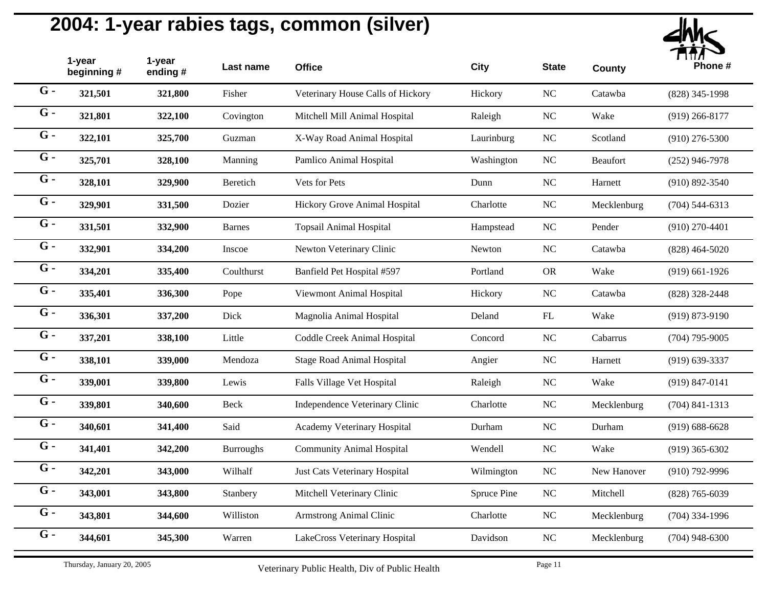# 2004: 1-year rabies tags, common (silver)

| | 1-year beginning # | 1-year ending # | Last name | Office | City | State | County | Phone # |
|---|---|---|---|---|---|---|---|---|
| G - | **321,501** | **321,800** | Fisher | Veterinary House Calls of Hickory | Hickory | NC | Catawba | (828) 345-1998 |
| G - | **321,801** | **322,100** | Covington | Mitchell Mill Animal Hospital | Raleigh | NC | Wake | (919) 266-8177 |
| G - | **322,101** | **325,700** | Guzman | X-Way Road Animal Hospital | Laurinburg | NC | Scotland | (910) 276-5300 |
| G - | **325,701** | **328,100** | Manning | Pamlico Animal Hospital | Washington | NC | Beaufort | (252) 946-7978 |
| G - | **328,101** | **329,900** | Beretich | Vets for Pets | Dunn | NC | Harnett | (910) 892-3540 |
| G - | **329,901** | **331,500** | Dozier | Hickory Grove Animal Hospital | Charlotte | NC | Mecklenburg | (704) 544-6313 |
| G - | **331,501** | **332,900** | Barnes | Topsail Animal Hospital | Hampstead | NC | Pender | (910) 270-4401 |
| G - | **332,901** | **334,200** | Inscoe | Newton Veterinary Clinic | Newton | NC | Catawba | (828) 464-5020 |
| G - | **334,201** | **335,400** | Coulthurst | Banfield Pet Hospital #597 | Portland | OR | Wake | (919) 661-1926 |
| G - | **335,401** | **336,300** | Pope | Viewmont Animal Hospital | Hickory | NC | Catawba | (828) 328-2448 |
| G - | **336,301** | **337,200** | Dick | Magnolia Animal Hospital | Deland | FL | Wake | (919) 873-9190 |
| G - | **337,201** | **338,100** | Little | Coddle Creek Animal Hospital | Concord | NC | Cabarrus | (704) 795-9005 |
| G - | **338,101** | **339,000** | Mendoza | Stage Road Animal Hospital | Angier | NC | Harnett | (919) 639-3337 |
| G - | **339,001** | **339,800** | Lewis | Falls Village Vet Hospital | Raleigh | NC | Wake | (919) 847-0141 |
| G - | **339,801** | **340,600** | Beck | Independence Veterinary Clinic | Charlotte | NC | Mecklenburg | (704) 841-1313 |
| G - | **340,601** | **341,400** | Said | Academy Veterinary Hospital | Durham | NC | Durham | (919) 688-6628 |
| G - | **341,401** | **342,200** | Burroughs | Community Animal Hospital | Wendell | NC | Wake | (919) 365-6302 |
| G - | **342,201** | **343,000** | Wilhalf | Just Cats Veterinary Hospital | Wilmington | NC | New Hanover | (910) 792-9996 |
| G - | **343,001** | **343,800** | Stanbery | Mitchell Veterinary Clinic | Spruce Pine | NC | Mitchell | (828) 765-6039 |
| G - | **343,801** | **344,600** | Williston | Armstrong Animal Clinic | Charlotte | NC | Mecklenburg | (704) 334-1996 |
| G - | **344,601** | **345,300** | Warren | LakeCross Veterinary Hospital | Davidson | NC | Mecklenburg | (704) 948-6300 |

Thursday, January 20, 2005 — Veterinary Public Health, Div of Public Health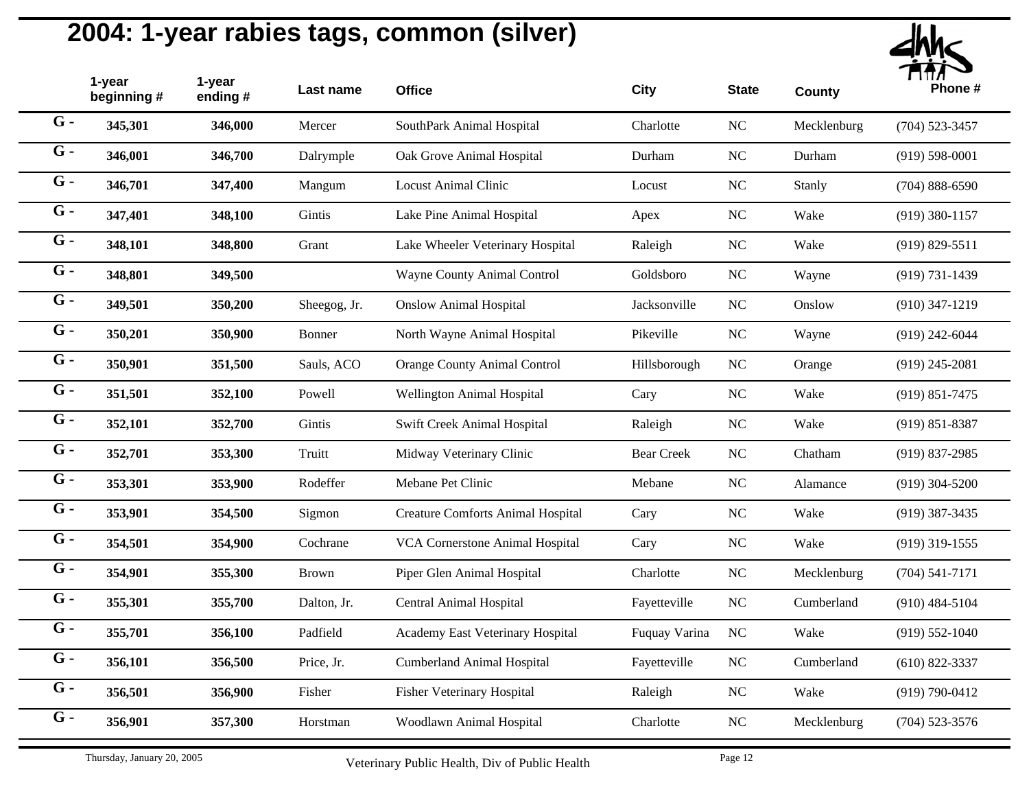# 2004: 1-year rabies tags, common (silver)

| | 1-year beginning # | 1-year ending # | Last name | Office | City | State | County | Phone # |
|---|---|---|---|---|---|---|---|---|
| G - | 345,301 | 346,000 | Mercer | SouthPark Animal Hospital | Charlotte | NC | Mecklenburg | (704) 523-3457 |
| G - | 346,001 | 346,700 | Dalrymple | Oak Grove Animal Hospital | Durham | NC | Durham | (919) 598-0001 |
| G - | 346,701 | 347,400 | Mangum | Locust Animal Clinic | Locust | NC | Stanly | (704) 888-6590 |
| G - | 347,401 | 348,100 | Gintis | Lake Pine Animal Hospital | Apex | NC | Wake | (919) 380-1157 |
| G - | 348,101 | 348,800 | Grant | Lake Wheeler Veterinary Hospital | Raleigh | NC | Wake | (919) 829-5511 |
| G - | 348,801 | 349,500 | | Wayne County Animal Control | Goldsboro | NC | Wayne | (919) 731-1439 |
| G - | 349,501 | 350,200 | Sheegog, Jr. | Onslow Animal Hospital | Jacksonville | NC | Onslow | (910) 347-1219 |
| G - | 350,201 | 350,900 | Bonner | North Wayne Animal Hospital | Pikeville | NC | Wayne | (919) 242-6044 |
| G - | 350,901 | 351,500 | Sauls, ACO | Orange County Animal Control | Hillsborough | NC | Orange | (919) 245-2081 |
| G - | 351,501 | 352,100 | Powell | Wellington Animal Hospital | Cary | NC | Wake | (919) 851-7475 |
| G - | 352,101 | 352,700 | Gintis | Swift Creek Animal Hospital | Raleigh | NC | Wake | (919) 851-8387 |
| G - | 352,701 | 353,300 | Truitt | Midway Veterinary Clinic | Bear Creek | NC | Chatham | (919) 837-2985 |
| G - | 353,301 | 353,900 | Rodeffer | Mebane Pet Clinic | Mebane | NC | Alamance | (919) 304-5200 |
| G - | 353,901 | 354,500 | Sigmon | Creature Comforts Animal Hospital | Cary | NC | Wake | (919) 387-3435 |
| G - | 354,501 | 354,900 | Cochrane | VCA Cornerstone Animal Hospital | Cary | NC | Wake | (919) 319-1555 |
| G - | 354,901 | 355,300 | Brown | Piper Glen Animal Hospital | Charlotte | NC | Mecklenburg | (704) 541-7171 |
| G - | 355,301 | 355,700 | Dalton, Jr. | Central Animal Hospital | Fayetteville | NC | Cumberland | (910) 484-5104 |
| G - | 355,701 | 356,100 | Padfield | Academy East Veterinary Hospital | Fuquay Varina | NC | Wake | (919) 552-1040 |
| G - | 356,101 | 356,500 | Price, Jr. | Cumberland Animal Hospital | Fayetteville | NC | Cumberland | (610) 822-3337 |
| G - | 356,501 | 356,900 | Fisher | Fisher Veterinary Hospital | Raleigh | NC | Wake | (919) 790-0412 |
| G - | 356,901 | 357,300 | Horstman | Woodlawn Animal Hospital | Charlotte | NC | Mecklenburg | (704) 523-3576 |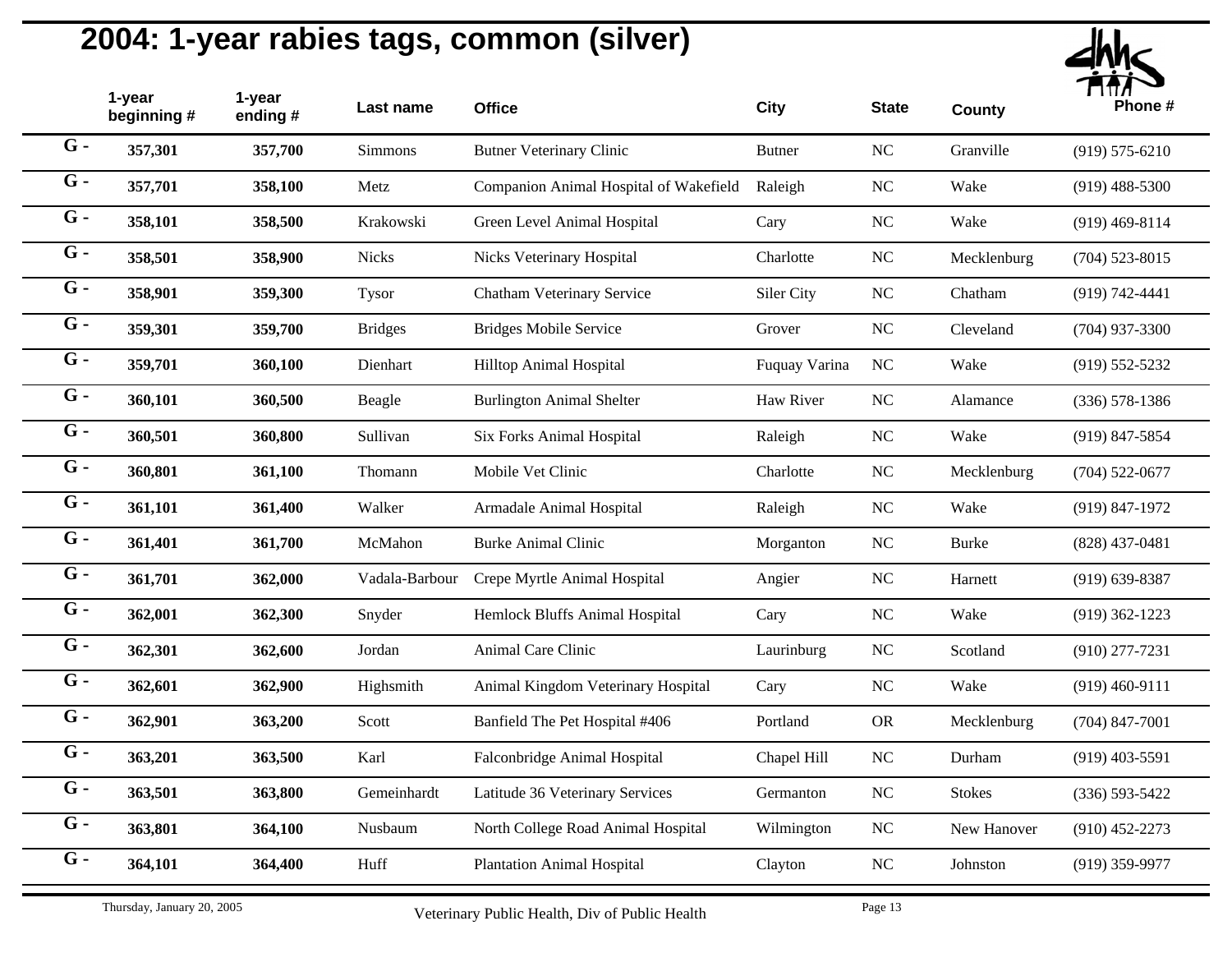# 2004: 1-year rabies tags, common (silver)

| | 1-year beginning # | 1-year ending # | Last name | Office | City | State | County | Phone # |
|---|---|---|---|---|---|---|---|---|
| G - | 357,301 | 357,700 | Simmons | Butner Veterinary Clinic | Butner | NC | Granville | (919) 575-6210 |
| G - | 357,701 | 358,100 | Metz | Companion Animal Hospital of Wakefield | Raleigh | NC | Wake | (919) 488-5300 |
| G - | 358,101 | 358,500 | Krakowski | Green Level Animal Hospital | Cary | NC | Wake | (919) 469-8114 |
| G - | 358,501 | 358,900 | Nicks | Nicks Veterinary Hospital | Charlotte | NC | Mecklenburg | (704) 523-8015 |
| G - | 358,901 | 359,300 | Tysor | Chatham Veterinary Service | Siler City | NC | Chatham | (919) 742-4441 |
| G - | 359,301 | 359,700 | Bridges | Bridges Mobile Service | Grover | NC | Cleveland | (704) 937-3300 |
| G - | 359,701 | 360,100 | Dienhart | Hilltop Animal Hospital | Fuquay Varina | NC | Wake | (919) 552-5232 |
| G - | 360,101 | 360,500 | Beagle | Burlington Animal Shelter | Haw River | NC | Alamance | (336) 578-1386 |
| G - | 360,501 | 360,800 | Sullivan | Six Forks Animal Hospital | Raleigh | NC | Wake | (919) 847-5854 |
| G - | 360,801 | 361,100 | Thomann | Mobile Vet Clinic | Charlotte | NC | Mecklenburg | (704) 522-0677 |
| G - | 361,101 | 361,400 | Walker | Armadale Animal Hospital | Raleigh | NC | Wake | (919) 847-1972 |
| G - | 361,401 | 361,700 | McMahon | Burke Animal Clinic | Morganton | NC | Burke | (828) 437-0481 |
| G - | 361,701 | 362,000 | Vadala-Barbour | Crepe Myrtle Animal Hospital | Angier | NC | Harnett | (919) 639-8387 |
| G - | 362,001 | 362,300 | Snyder | Hemlock Bluffs Animal Hospital | Cary | NC | Wake | (919) 362-1223 |
| G - | 362,301 | 362,600 | Jordan | Animal Care Clinic | Laurinburg | NC | Scotland | (910) 277-7231 |
| G - | 362,601 | 362,900 | Highsmith | Animal Kingdom Veterinary Hospital | Cary | NC | Wake | (919) 460-9111 |
| G - | 362,901 | 363,200 | Scott | Banfield The Pet Hospital #406 | Portland | OR | Mecklenburg | (704) 847-7001 |
| G - | 363,201 | 363,500 | Karl | Falconbridge Animal Hospital | Chapel Hill | NC | Durham | (919) 403-5591 |
| G - | 363,501 | 363,800 | Gemeinhardt | Latitude 36 Veterinary Services | Germanton | NC | Stokes | (336) 593-5422 |
| G - | 363,801 | 364,100 | Nusbaum | North College Road Animal Hospital | Wilmington | NC | New Hanover | (910) 452-2273 |
| G - | 364,101 | 364,400 | Huff | Plantation Animal Hospital | Clayton | NC | Johnston | (919) 359-9977 |

Thursday, January 20, 2005

Veterinary Public Health, Div of Public Health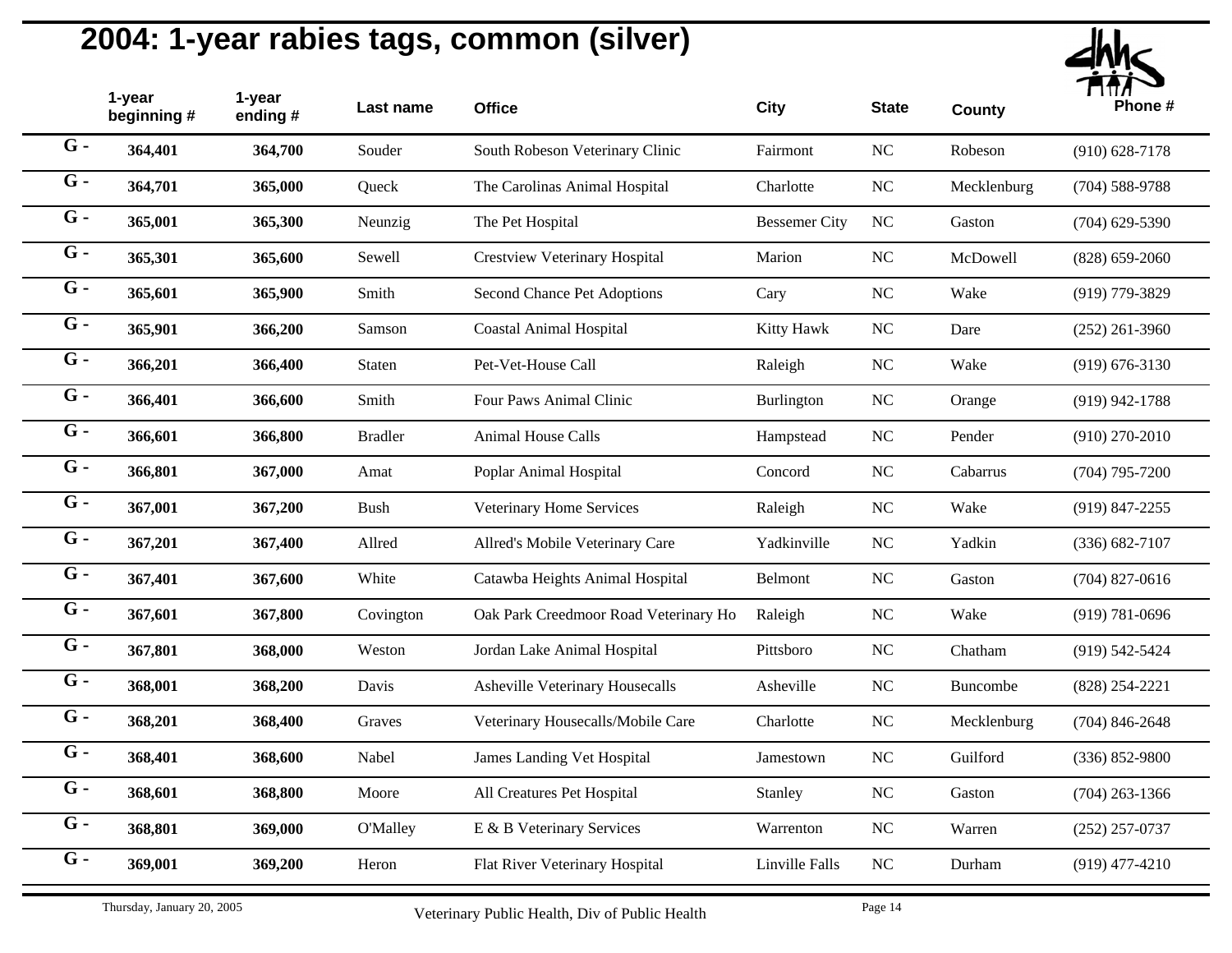## 2004: 1-year rabies tags, common (silver)

| | 1-year beginning # | 1-year ending # | Last name | Office | City | State | County | Phone # |
|---|---|---|---|---|---|---|---|---|
| G - | **364,401** | **364,700** | Souder | South Robeson Veterinary Clinic | Fairmont | NC | Robeson | (910) 628-7178 |
| G - | **364,701** | **365,000** | Queck | The Carolinas Animal Hospital | Charlotte | NC | Mecklenburg | (704) 588-9788 |
| G - | **365,001** | **365,300** | Neunzig | The Pet Hospital | Bessemer City | NC | Gaston | (704) 629-5390 |
| G - | **365,301** | **365,600** | Sewell | Crestview Veterinary Hospital | Marion | NC | McDowell | (828) 659-2060 |
| G - | **365,601** | **365,900** | Smith | Second Chance Pet Adoptions | Cary | NC | Wake | (919) 779-3829 |
| G - | **365,901** | **366,200** | Samson | Coastal Animal Hospital | Kitty Hawk | NC | Dare | (252) 261-3960 |
| G - | **366,201** | **366,400** | Staten | Pet-Vet-House Call | Raleigh | NC | Wake | (919) 676-3130 |
| G - | **366,401** | **366,600** | Smith | Four Paws Animal Clinic | Burlington | NC | Orange | (919) 942-1788 |
| G - | **366,601** | **366,800** | Bradler | Animal House Calls | Hampstead | NC | Pender | (910) 270-2010 |
| G - | **366,801** | **367,000** | Amat | Poplar Animal Hospital | Concord | NC | Cabarrus | (704) 795-7200 |
| G - | **367,001** | **367,200** | Bush | Veterinary Home Services | Raleigh | NC | Wake | (919) 847-2255 |
| G - | **367,201** | **367,400** | Allred | Allred's Mobile Veterinary Care | Yadkinville | NC | Yadkin | (336) 682-7107 |
| G - | **367,401** | **367,600** | White | Catawba Heights Animal Hospital | Belmont | NC | Gaston | (704) 827-0616 |
| G - | **367,601** | **367,800** | Covington | Oak Park Creedmoor Road Veterinary Ho | Raleigh | NC | Wake | (919) 781-0696 |
| G - | **367,801** | **368,000** | Weston | Jordan Lake Animal Hospital | Pittsboro | NC | Chatham | (919) 542-5424 |
| G - | **368,001** | **368,200** | Davis | Asheville Veterinary Housecalls | Asheville | NC | Buncombe | (828) 254-2221 |
| G - | **368,201** | **368,400** | Graves | Veterinary Housecalls/Mobile Care | Charlotte | NC | Mecklenburg | (704) 846-2648 |
| G - | **368,401** | **368,600** | Nabel | James Landing Vet Hospital | Jamestown | NC | Guilford | (336) 852-9800 |
| G - | **368,601** | **368,800** | Moore | All Creatures Pet Hospital | Stanley | NC | Gaston | (704) 263-1366 |
| G - | **368,801** | **369,000** | O'Malley | E & B Veterinary Services | Warrenton | NC | Warren | (252) 257-0737 |
| G - | **369,001** | **369,200** | Heron | Flat River Veterinary Hospital | Linville Falls | NC | Durham | (919) 477-4210 |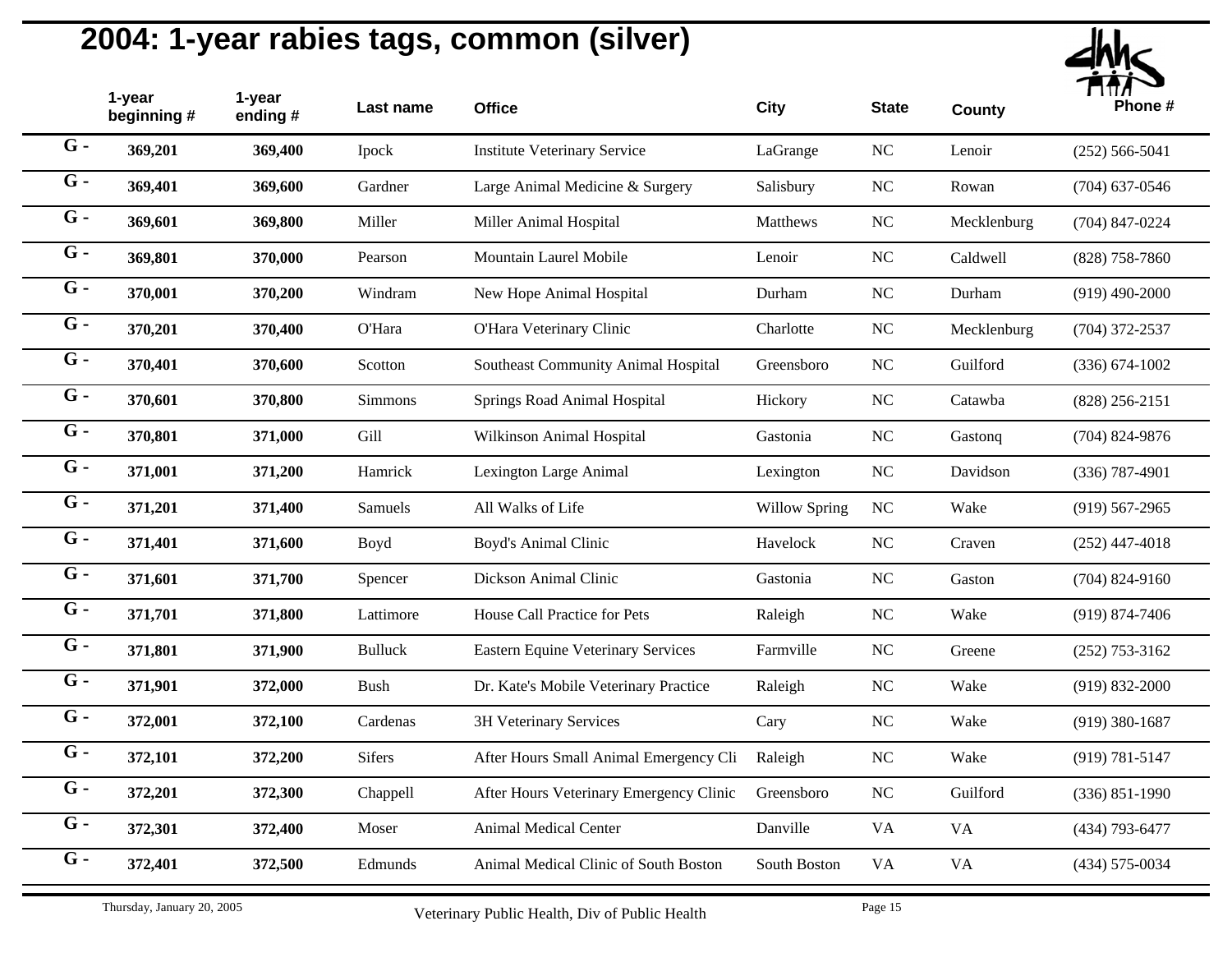# 2004: 1-year rabies tags, common (silver)

| | 1-year beginning # | 1-year ending # | Last name | Office | City | State | County | Phone # |
|---|---|---|---|---|---|---|---|---|
| G - | 369,201 | 369,400 | Ipock | Institute Veterinary Service | LaGrange | NC | Lenoir | (252) 566-5041 |
| G - | 369,401 | 369,600 | Gardner | Large Animal Medicine & Surgery | Salisbury | NC | Rowan | (704) 637-0546 |
| G - | 369,601 | 369,800 | Miller | Miller Animal Hospital | Matthews | NC | Mecklenburg | (704) 847-0224 |
| G - | 369,801 | 370,000 | Pearson | Mountain Laurel Mobile | Lenoir | NC | Caldwell | (828) 758-7860 |
| G - | 370,001 | 370,200 | Windram | New Hope Animal Hospital | Durham | NC | Durham | (919) 490-2000 |
| G - | 370,201 | 370,400 | O'Hara | O'Hara Veterinary Clinic | Charlotte | NC | Mecklenburg | (704) 372-2537 |
| G - | 370,401 | 370,600 | Scotton | Southeast Community Animal Hospital | Greensboro | NC | Guilford | (336) 674-1002 |
| G - | 370,601 | 370,800 | Simmons | Springs Road Animal Hospital | Hickory | NC | Catawba | (828) 256-2151 |
| G - | 370,801 | 371,000 | Gill | Wilkinson Animal Hospital | Gastonia | NC | Gastonq | (704) 824-9876 |
| G - | 371,001 | 371,200 | Hamrick | Lexington Large Animal | Lexington | NC | Davidson | (336) 787-4901 |
| G - | 371,201 | 371,400 | Samuels | All Walks of Life | Willow Spring | NC | Wake | (919) 567-2965 |
| G - | 371,401 | 371,600 | Boyd | Boyd's Animal Clinic | Havelock | NC | Craven | (252) 447-4018 |
| G - | 371,601 | 371,700 | Spencer | Dickson Animal Clinic | Gastonia | NC | Gaston | (704) 824-9160 |
| G - | 371,701 | 371,800 | Lattimore | House Call Practice for Pets | Raleigh | NC | Wake | (919) 874-7406 |
| G - | 371,801 | 371,900 | Bulluck | Eastern Equine Veterinary Services | Farmville | NC | Greene | (252) 753-3162 |
| G - | 371,901 | 372,000 | Bush | Dr. Kate's Mobile Veterinary Practice | Raleigh | NC | Wake | (919) 832-2000 |
| G - | 372,001 | 372,100 | Cardenas | 3H Veterinary Services | Cary | NC | Wake | (919) 380-1687 |
| G - | 372,101 | 372,200 | Sifers | After Hours Small Animal Emergency Cli | Raleigh | NC | Wake | (919) 781-5147 |
| G - | 372,201 | 372,300 | Chappell | After Hours Veterinary Emergency Clinic | Greensboro | NC | Guilford | (336) 851-1990 |
| G - | 372,301 | 372,400 | Moser | Animal Medical Center | Danville | VA | VA | (434) 793-6477 |
| G - | 372,401 | 372,500 | Edmunds | Animal Medical Clinic of South Boston | South Boston | VA | VA | (434) 575-0034 |

Thursday, January 20, 2005 — Veterinary Public Health, Div of Public Health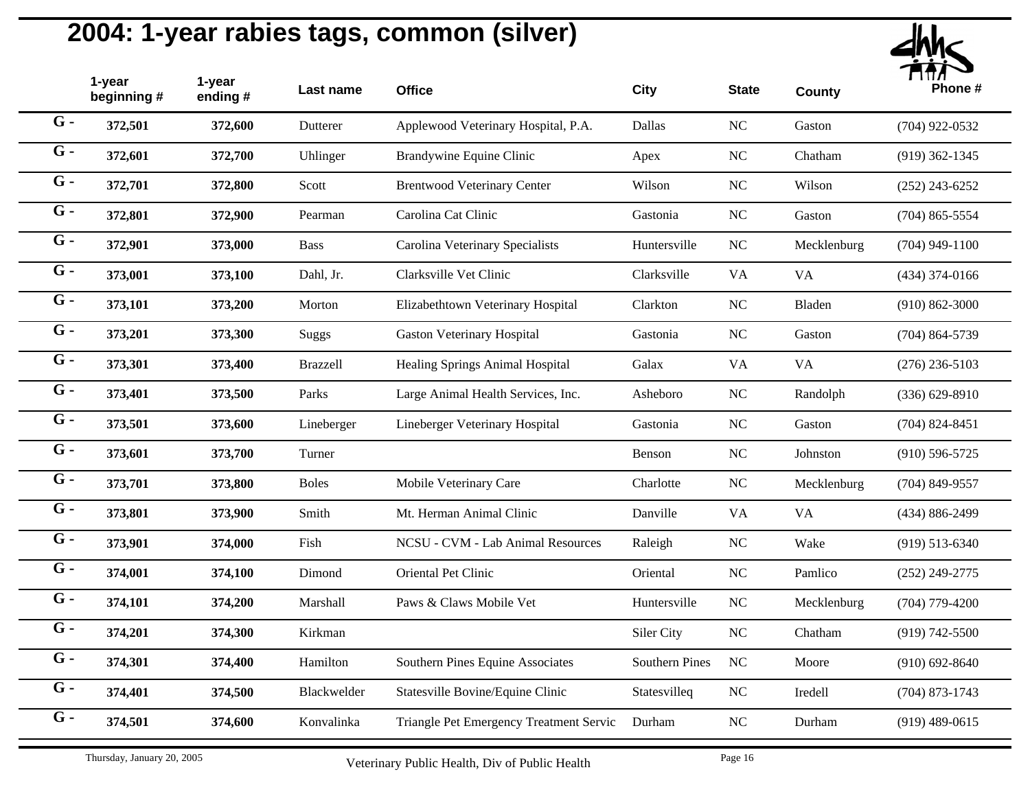# 2004: 1-year rabies tags, common (silver)

| | 1-year beginning # | 1-year ending # | Last name | Office | City | State | County | Phone # |
|---|---|---|---|---|---|---|---|---|
| **G -** | **372,501** | **372,600** | Dutterer | Applewood Veterinary Hospital, P.A. | Dallas | NC | Gaston | (704) 922-0532 |
| **G -** | **372,601** | **372,700** | Uhlinger | Brandywine Equine Clinic | Apex | NC | Chatham | (919) 362-1345 |
| **G -** | **372,701** | **372,800** | Scott | Brentwood Veterinary Center | Wilson | NC | Wilson | (252) 243-6252 |
| **G -** | **372,801** | **372,900** | Pearman | Carolina Cat Clinic | Gastonia | NC | Gaston | (704) 865-5554 |
| **G -** | **372,901** | **373,000** | Bass | Carolina Veterinary Specialists | Huntersville | NC | Mecklenburg | (704) 949-1100 |
| **G -** | **373,001** | **373,100** | Dahl, Jr. | Clarksville Vet Clinic | Clarksville | VA | VA | (434) 374-0166 |
| **G -** | **373,101** | **373,200** | Morton | Elizabethtown Veterinary Hospital | Clarkton | NC | Bladen | (910) 862-3000 |
| **G -** | **373,201** | **373,300** | Suggs | Gaston Veterinary Hospital | Gastonia | NC | Gaston | (704) 864-5739 |
| **G -** | **373,301** | **373,400** | Brazzell | Healing Springs Animal Hospital | Galax | VA | VA | (276) 236-5103 |
| **G -** | **373,401** | **373,500** | Parks | Large Animal Health Services, Inc. | Asheboro | NC | Randolph | (336) 629-8910 |
| **G -** | **373,501** | **373,600** | Lineberger | Lineberger Veterinary Hospital | Gastonia | NC | Gaston | (704) 824-8451 |
| **G -** | **373,601** | **373,700** | Turner | | Benson | NC | Johnston | (910) 596-5725 |
| **G -** | **373,701** | **373,800** | Boles | Mobile Veterinary Care | Charlotte | NC | Mecklenburg | (704) 849-9557 |
| **G -** | **373,801** | **373,900** | Smith | Mt. Herman Animal Clinic | Danville | VA | VA | (434) 886-2499 |
| **G -** | **373,901** | **374,000** | Fish | NCSU - CVM - Lab Animal Resources | Raleigh | NC | Wake | (919) 513-6340 |
| **G -** | **374,001** | **374,100** | Dimond | Oriental Pet Clinic | Oriental | NC | Pamlico | (252) 249-2775 |
| **G -** | **374,101** | **374,200** | Marshall | Paws & Claws Mobile Vet | Huntersville | NC | Mecklenburg | (704) 779-4200 |
| **G -** | **374,201** | **374,300** | Kirkman | | Siler City | NC | Chatham | (919) 742-5500 |
| **G -** | **374,301** | **374,400** | Hamilton | Southern Pines Equine Associates | Southern Pines | NC | Moore | (910) 692-8640 |
| **G -** | **374,401** | **374,500** | Blackwelder | Statesville Bovine/Equine Clinic | Statesvilleq | NC | Iredell | (704) 873-1743 |
| **G -** | **374,501** | **374,600** | Konvalinka | Triangle Pet Emergency Treatment Servic | Durham | NC | Durham | (919) 489-0615 |

Thursday, January 20, 2005

Veterinary Public Health, Div of Public Health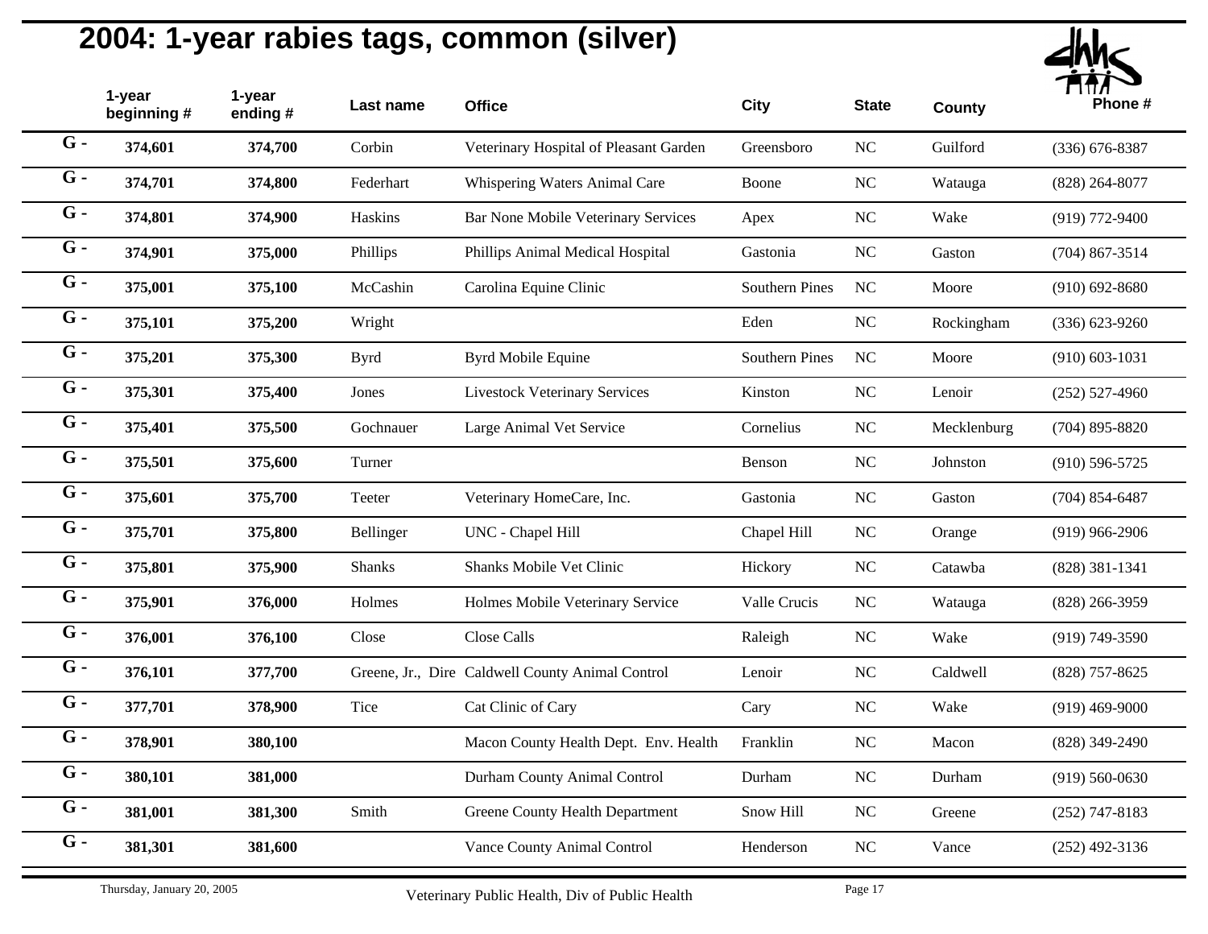# 2004: 1-year rabies tags, common (silver)

| | 1-year beginning # | 1-year ending # | Last name | Office | City | State | County | Phone # |
|---|---|---|---|---|---|---|---|---|
| G - | 374,601 | 374,700 | Corbin | Veterinary Hospital of Pleasant Garden | Greensboro | NC | Guilford | (336) 676-8387 |
| G - | 374,701 | 374,800 | Federhart | Whispering Waters Animal Care | Boone | NC | Watauga | (828) 264-8077 |
| G - | 374,801 | 374,900 | Haskins | Bar None Mobile Veterinary Services | Apex | NC | Wake | (919) 772-9400 |
| G - | 374,901 | 375,000 | Phillips | Phillips Animal Medical Hospital | Gastonia | NC | Gaston | (704) 867-3514 |
| G - | 375,001 | 375,100 | McCashin | Carolina Equine Clinic | Southern Pines | NC | Moore | (910) 692-8680 |
| G - | 375,101 | 375,200 | Wright | | Eden | NC | Rockingham | (336) 623-9260 |
| G - | 375,201 | 375,300 | Byrd | Byrd Mobile Equine | Southern Pines | NC | Moore | (910) 603-1031 |
| G - | 375,301 | 375,400 | Jones | Livestock Veterinary Services | Kinston | NC | Lenoir | (252) 527-4960 |
| G - | 375,401 | 375,500 | Gochnauer | Large Animal Vet Service | Cornelius | NC | Mecklenburg | (704) 895-8820 |
| G - | 375,501 | 375,600 | Turner | | Benson | NC | Johnston | (910) 596-5725 |
| G - | 375,601 | 375,700 | Teeter | Veterinary HomeCare, Inc. | Gastonia | NC | Gaston | (704) 854-6487 |
| G - | 375,701 | 375,800 | Bellinger | UNC - Chapel Hill | Chapel Hill | NC | Orange | (919) 966-2906 |
| G - | 375,801 | 375,900 | Shanks | Shanks Mobile Vet Clinic | Hickory | NC | Catawba | (828) 381-1341 |
| G - | 375,901 | 376,000 | Holmes | Holmes Mobile Veterinary Service | Valle Crucis | NC | Watauga | (828) 266-3959 |
| G - | 376,001 | 376,100 | Close | Close Calls | Raleigh | NC | Wake | (919) 749-3590 |
| G - | 376,101 | 377,700 | Greene, Jr., Dire | Caldwell County Animal Control | Lenoir | NC | Caldwell | (828) 757-8625 |
| G - | 377,701 | 378,900 | Tice | Cat Clinic of Cary | Cary | NC | Wake | (919) 469-9000 |
| G - | 378,901 | 380,100 | | Macon County Health Dept. Env. Health | Franklin | NC | Macon | (828) 349-2490 |
| G - | 380,101 | 381,000 | | Durham County Animal Control | Durham | NC | Durham | (919) 560-0630 |
| G - | 381,001 | 381,300 | Smith | Greene County Health Department | Snow Hill | NC | Greene | (252) 747-8183 |
| G - | 381,301 | 381,600 | | Vance County Animal Control | Henderson | NC | Vance | (252) 492-3136 |

Thursday, January 20, 2005 — Veterinary Public Health, Div of Public Health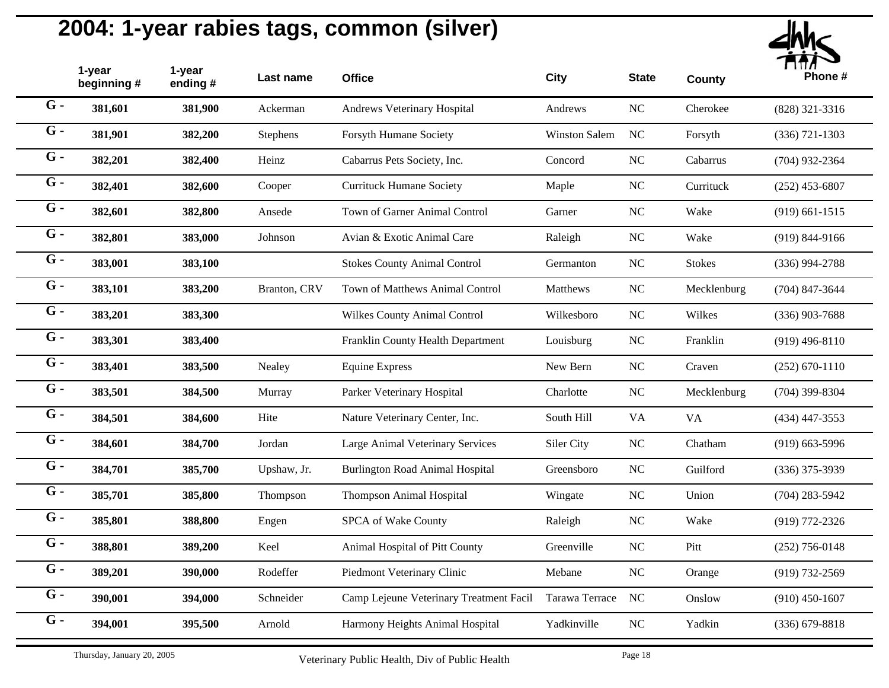# 2004: 1-year rabies tags, common (silver)

| | 1-year beginning # | 1-year ending # | Last name | Office | City | State | County | Phone # |
|---|---|---|---|---|---|---|---|---|
| G - | 381,601 | 381,900 | Ackerman | Andrews Veterinary Hospital | Andrews | NC | Cherokee | (828) 321-3316 |
| G - | 381,901 | 382,200 | Stephens | Forsyth Humane Society | Winston Salem | NC | Forsyth | (336) 721-1303 |
| G - | 382,201 | 382,400 | Heinz | Cabarrus Pets Society, Inc. | Concord | NC | Cabarrus | (704) 932-2364 |
| G - | 382,401 | 382,600 | Cooper | Currituck Humane Society | Maple | NC | Currituck | (252) 453-6807 |
| G - | 382,601 | 382,800 | Ansede | Town of Garner Animal Control | Garner | NC | Wake | (919) 661-1515 |
| G - | 382,801 | 383,000 | Johnson | Avian & Exotic Animal Care | Raleigh | NC | Wake | (919) 844-9166 |
| G - | 383,001 | 383,100 | | Stokes County Animal Control | Germanton | NC | Stokes | (336) 994-2788 |
| G - | 383,101 | 383,200 | Branton, CRV | Town of Matthews Animal Control | Matthews | NC | Mecklenburg | (704) 847-3644 |
| G - | 383,201 | 383,300 | | Wilkes County Animal Control | Wilkesboro | NC | Wilkes | (336) 903-7688 |
| G - | 383,301 | 383,400 | | Franklin County Health Department | Louisburg | NC | Franklin | (919) 496-8110 |
| G - | 383,401 | 383,500 | Nealey | Equine Express | New Bern | NC | Craven | (252) 670-1110 |
| G - | 383,501 | 384,500 | Murray | Parker Veterinary Hospital | Charlotte | NC | Mecklenburg | (704) 399-8304 |
| G - | 384,501 | 384,600 | Hite | Nature Veterinary Center, Inc. | South Hill | VA | VA | (434) 447-3553 |
| G - | 384,601 | 384,700 | Jordan | Large Animal Veterinary Services | Siler City | NC | Chatham | (919) 663-5996 |
| G - | 384,701 | 385,700 | Upshaw, Jr. | Burlington Road Animal Hospital | Greensboro | NC | Guilford | (336) 375-3939 |
| G - | 385,701 | 385,800 | Thompson | Thompson Animal Hospital | Wingate | NC | Union | (704) 283-5942 |
| G - | 385,801 | 388,800 | Engen | SPCA of Wake County | Raleigh | NC | Wake | (919) 772-2326 |
| G - | 388,801 | 389,200 | Keel | Animal Hospital of Pitt County | Greenville | NC | Pitt | (252) 756-0148 |
| G - | 389,201 | 390,000 | Rodeffer | Piedmont Veterinary Clinic | Mebane | NC | Orange | (919) 732-2569 |
| G - | 390,001 | 394,000 | Schneider | Camp Lejeune Veterinary Treatment Facil | Tarawa Terrace | NC | Onslow | (910) 450-1607 |
| G - | 394,001 | 395,500 | Arnold | Harmony Heights Animal Hospital | Yadkinville | NC | Yadkin | (336) 679-8818 |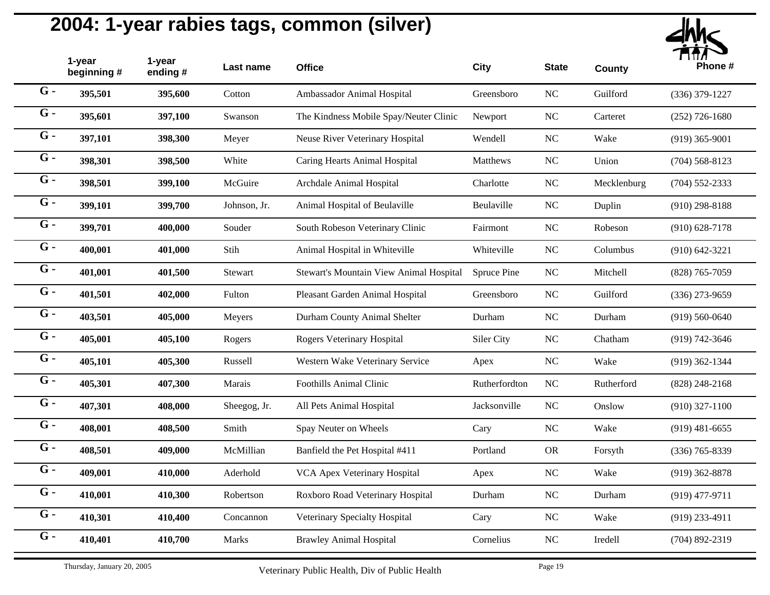# 2004: 1-year rabies tags, common (silver)

| | 1-year beginning # | 1-year ending # | Last name | Office | City | State | County | Phone # |
|---|---|---|---|---|---|---|---|---|
| G - | 395,501 | 395,600 | Cotton | Ambassador Animal Hospital | Greensboro | NC | Guilford | (336) 379-1227 |
| G - | 395,601 | 397,100 | Swanson | The Kindness Mobile Spay/Neuter Clinic | Newport | NC | Carteret | (252) 726-1680 |
| G - | 397,101 | 398,300 | Meyer | Neuse River Veterinary Hospital | Wendell | NC | Wake | (919) 365-9001 |
| G - | 398,301 | 398,500 | White | Caring Hearts Animal Hospital | Matthews | NC | Union | (704) 568-8123 |
| G - | 398,501 | 399,100 | McGuire | Archdale Animal Hospital | Charlotte | NC | Mecklenburg | (704) 552-2333 |
| G - | 399,101 | 399,700 | Johnson, Jr. | Animal Hospital of Beulaville | Beulaville | NC | Duplin | (910) 298-8188 |
| G - | 399,701 | 400,000 | Souder | South Robeson Veterinary Clinic | Fairmont | NC | Robeson | (910) 628-7178 |
| G - | 400,001 | 401,000 | Stih | Animal Hospital in Whiteville | Whiteville | NC | Columbus | (910) 642-3221 |
| G - | 401,001 | 401,500 | Stewart | Stewart's Mountain View Animal Hospital | Spruce Pine | NC | Mitchell | (828) 765-7059 |
| G - | 401,501 | 402,000 | Fulton | Pleasant Garden Animal Hospital | Greensboro | NC | Guilford | (336) 273-9659 |
| G - | 403,501 | 405,000 | Meyers | Durham County Animal Shelter | Durham | NC | Durham | (919) 560-0640 |
| G - | 405,001 | 405,100 | Rogers | Rogers Veterinary Hospital | Siler City | NC | Chatham | (919) 742-3646 |
| G - | 405,101 | 405,300 | Russell | Western Wake Veterinary Service | Apex | NC | Wake | (919) 362-1344 |
| G - | 405,301 | 407,300 | Marais | Foothills Animal Clinic | Rutherfordton | NC | Rutherford | (828) 248-2168 |
| G - | 407,301 | 408,000 | Sheegog, Jr. | All Pets Animal Hospital | Jacksonville | NC | Onslow | (910) 327-1100 |
| G - | 408,001 | 408,500 | Smith | Spay Neuter on Wheels | Cary | NC | Wake | (919) 481-6655 |
| G - | 408,501 | 409,000 | McMillian | Banfield the Pet Hospital #411 | Portland | OR | Forsyth | (336) 765-8339 |
| G - | 409,001 | 410,000 | Aderhold | VCA Apex Veterinary Hospital | Apex | NC | Wake | (919) 362-8878 |
| G - | 410,001 | 410,300 | Robertson | Roxboro Road Veterinary Hospital | Durham | NC | Durham | (919) 477-9711 |
| G - | 410,301 | 410,400 | Concannon | Veterinary Specialty Hospital | Cary | NC | Wake | (919) 233-4911 |
| G - | 410,401 | 410,700 | Marks | Brawley Animal Hospital | Cornelius | NC | Iredell | (704) 892-2319 |

Thursday, January 20, 2005 — Veterinary Public Health, Div of Public Health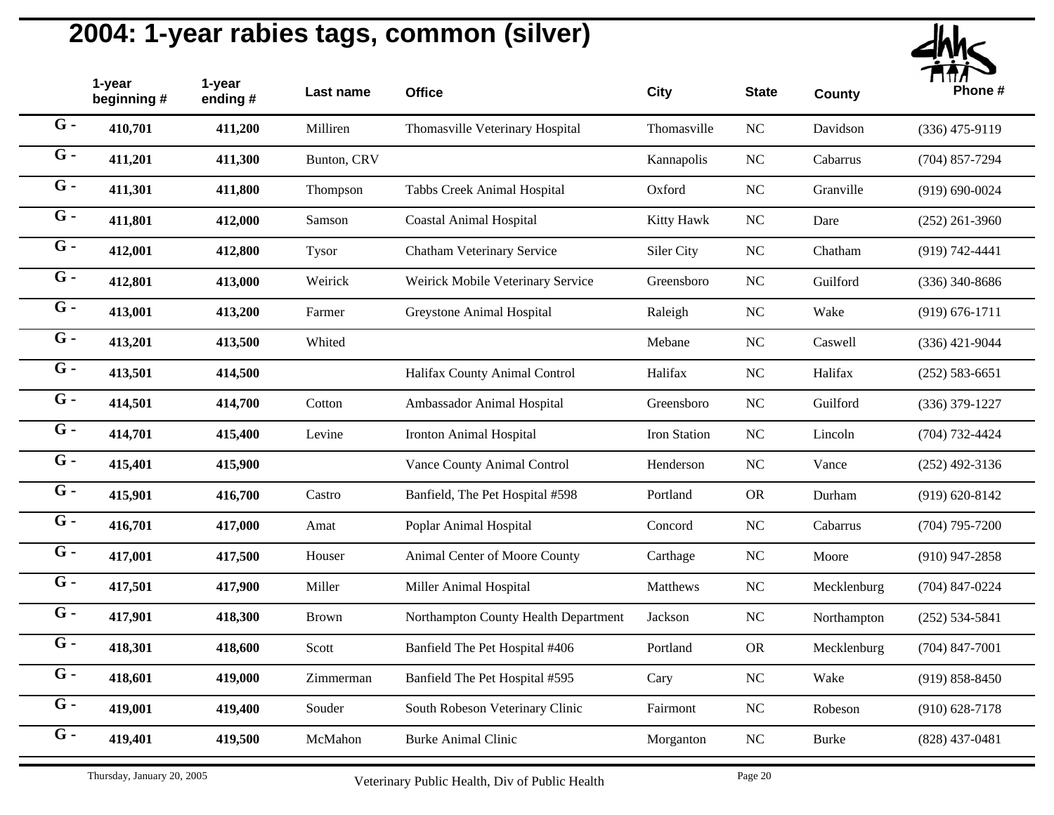# 2004: 1-year rabies tags, common (silver)

| | 1-year beginning # | 1-year ending # | Last name | Office | City | State | County | Phone # |
|---|---|---|---|---|---|---|---|---|
| G - | 410,701 | 411,200 | Milliren | Thomasville Veterinary Hospital | Thomasville | NC | Davidson | (336) 475-9119 |
| G - | 411,201 | 411,300 | Bunton, CRV | | Kannapolis | NC | Cabarrus | (704) 857-7294 |
| G - | 411,301 | 411,800 | Thompson | Tabbs Creek Animal Hospital | Oxford | NC | Granville | (919) 690-0024 |
| G - | 411,801 | 412,000 | Samson | Coastal Animal Hospital | Kitty Hawk | NC | Dare | (252) 261-3960 |
| G - | 412,001 | 412,800 | Tysor | Chatham Veterinary Service | Siler City | NC | Chatham | (919) 742-4441 |
| G - | 412,801 | 413,000 | Weirick | Weirick Mobile Veterinary Service | Greensboro | NC | Guilford | (336) 340-8686 |
| G - | 413,001 | 413,200 | Farmer | Greystone Animal Hospital | Raleigh | NC | Wake | (919) 676-1711 |
| G - | 413,201 | 413,500 | Whited | | Mebane | NC | Caswell | (336) 421-9044 |
| G - | 413,501 | 414,500 | | Halifax County Animal Control | Halifax | NC | Halifax | (252) 583-6651 |
| G - | 414,501 | 414,700 | Cotton | Ambassador Animal Hospital | Greensboro | NC | Guilford | (336) 379-1227 |
| G - | 414,701 | 415,400 | Levine | Ironton Animal Hospital | Iron Station | NC | Lincoln | (704) 732-4424 |
| G - | 415,401 | 415,900 | | Vance County Animal Control | Henderson | NC | Vance | (252) 492-3136 |
| G - | 415,901 | 416,700 | Castro | Banfield, The Pet Hospital #598 | Portland | OR | Durham | (919) 620-8142 |
| G - | 416,701 | 417,000 | Amat | Poplar Animal Hospital | Concord | NC | Cabarrus | (704) 795-7200 |
| G - | 417,001 | 417,500 | Houser | Animal Center of Moore County | Carthage | NC | Moore | (910) 947-2858 |
| G - | 417,501 | 417,900 | Miller | Miller Animal Hospital | Matthews | NC | Mecklenburg | (704) 847-0224 |
| G - | 417,901 | 418,300 | Brown | Northampton County Health Department | Jackson | NC | Northampton | (252) 534-5841 |
| G - | 418,301 | 418,600 | Scott | Banfield The Pet Hospital #406 | Portland | OR | Mecklenburg | (704) 847-7001 |
| G - | 418,601 | 419,000 | Zimmerman | Banfield The Pet Hospital #595 | Cary | NC | Wake | (919) 858-8450 |
| G - | 419,001 | 419,400 | Souder | South Robeson Veterinary Clinic | Fairmont | NC | Robeson | (910) 628-7178 |
| G - | 419,401 | 419,500 | McMahon | Burke Animal Clinic | Morganton | NC | Burke | (828) 437-0481 |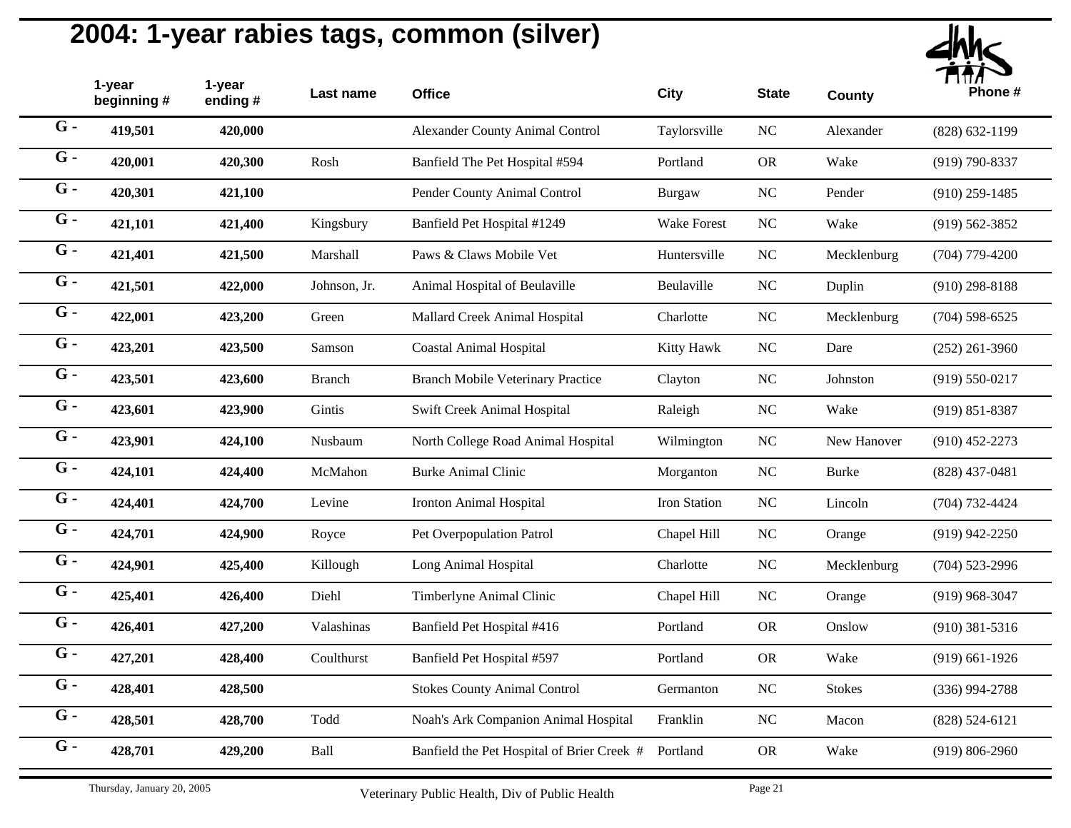# 2004: 1-year rabies tags, common (silver)

| | 1-year beginning # | 1-year ending # | Last name | Office | City | State | County | Phone # |
|---|---|---|---|---|---|---|---|---|
| G - | 419,501 | 420,000 | | Alexander County Animal Control | Taylorsville | NC | Alexander | (828) 632-1199 |
| G - | 420,001 | 420,300 | Rosh | Banfield The Pet Hospital #594 | Portland | OR | Wake | (919) 790-8337 |
| G - | 420,301 | 421,100 | | Pender County Animal Control | Burgaw | NC | Pender | (910) 259-1485 |
| G - | 421,101 | 421,400 | Kingsbury | Banfield Pet Hospital #1249 | Wake Forest | NC | Wake | (919) 562-3852 |
| G - | 421,401 | 421,500 | Marshall | Paws & Claws Mobile Vet | Huntersville | NC | Mecklenburg | (704) 779-4200 |
| G - | 421,501 | 422,000 | Johnson, Jr. | Animal Hospital of Beulaville | Beulaville | NC | Duplin | (910) 298-8188 |
| G - | 422,001 | 423,200 | Green | Mallard Creek Animal Hospital | Charlotte | NC | Mecklenburg | (704) 598-6525 |
| G - | 423,201 | 423,500 | Samson | Coastal Animal Hospital | Kitty Hawk | NC | Dare | (252) 261-3960 |
| G - | 423,501 | 423,600 | Branch | Branch Mobile Veterinary Practice | Clayton | NC | Johnston | (919) 550-0217 |
| G - | 423,601 | 423,900 | Gintis | Swift Creek Animal Hospital | Raleigh | NC | Wake | (919) 851-8387 |
| G - | 423,901 | 424,100 | Nusbaum | North College Road Animal Hospital | Wilmington | NC | New Hanover | (910) 452-2273 |
| G - | 424,101 | 424,400 | McMahon | Burke Animal Clinic | Morganton | NC | Burke | (828) 437-0481 |
| G - | 424,401 | 424,700 | Levine | Ironton Animal Hospital | Iron Station | NC | Lincoln | (704) 732-4424 |
| G - | 424,701 | 424,900 | Royce | Pet Overpopulation Patrol | Chapel Hill | NC | Orange | (919) 942-2250 |
| G - | 424,901 | 425,400 | Killough | Long Animal Hospital | Charlotte | NC | Mecklenburg | (704) 523-2996 |
| G - | 425,401 | 426,400 | Diehl | Timberlyne Animal Clinic | Chapel Hill | NC | Orange | (919) 968-3047 |
| G - | 426,401 | 427,200 | Valashinas | Banfield Pet Hospital #416 | Portland | OR | Onslow | (910) 381-5316 |
| G - | 427,201 | 428,400 | Coulthurst | Banfield Pet Hospital #597 | Portland | OR | Wake | (919) 661-1926 |
| G - | 428,401 | 428,500 | | Stokes County Animal Control | Germanton | NC | Stokes | (336) 994-2788 |
| G - | 428,501 | 428,700 | Todd | Noah's Ark Companion Animal Hospital | Franklin | NC | Macon | (828) 524-6121 |
| G - | 428,701 | 429,200 | Ball | Banfield the Pet Hospital of Brier Creek # | Portland | OR | Wake | (919) 806-2960 |

Thursday, January 20, 2005 — Veterinary Public Health, Div of Public Health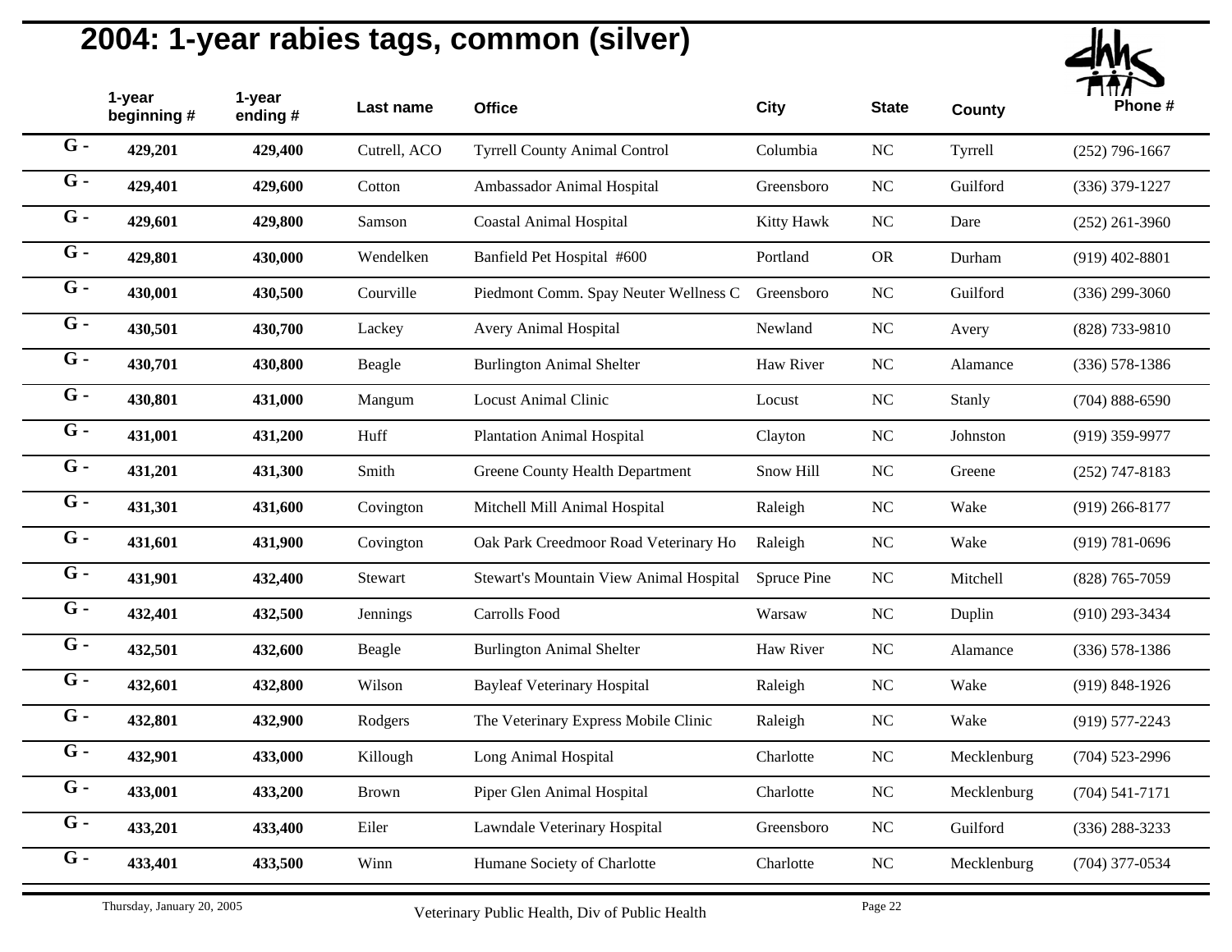# 2004: 1-year rabies tags, common (silver)

| | 1-year beginning # | 1-year ending # | Last name | Office | City | State | County | Phone # |
|---|---|---|---|---|---|---|---|---|
| G - | 429,201 | 429,400 | Cutrell, ACO | Tyrrell County Animal Control | Columbia | NC | Tyrrell | (252) 796-1667 |
| G - | 429,401 | 429,600 | Cotton | Ambassador Animal Hospital | Greensboro | NC | Guilford | (336) 379-1227 |
| G - | 429,601 | 429,800 | Samson | Coastal Animal Hospital | Kitty Hawk | NC | Dare | (252) 261-3960 |
| G - | 429,801 | 430,000 | Wendelken | Banfield Pet Hospital #600 | Portland | OR | Durham | (919) 402-8801 |
| G - | 430,001 | 430,500 | Courville | Piedmont Comm. Spay Neuter Wellness C | Greensboro | NC | Guilford | (336) 299-3060 |
| G - | 430,501 | 430,700 | Lackey | Avery Animal Hospital | Newland | NC | Avery | (828) 733-9810 |
| G - | 430,701 | 430,800 | Beagle | Burlington Animal Shelter | Haw River | NC | Alamance | (336) 578-1386 |
| G - | 430,801 | 431,000 | Mangum | Locust Animal Clinic | Locust | NC | Stanly | (704) 888-6590 |
| G - | 431,001 | 431,200 | Huff | Plantation Animal Hospital | Clayton | NC | Johnston | (919) 359-9977 |
| G - | 431,201 | 431,300 | Smith | Greene County Health Department | Snow Hill | NC | Greene | (252) 747-8183 |
| G - | 431,301 | 431,600 | Covington | Mitchell Mill Animal Hospital | Raleigh | NC | Wake | (919) 266-8177 |
| G - | 431,601 | 431,900 | Covington | Oak Park Creedmoor Road Veterinary Ho | Raleigh | NC | Wake | (919) 781-0696 |
| G - | 431,901 | 432,400 | Stewart | Stewart's Mountain View Animal Hospital | Spruce Pine | NC | Mitchell | (828) 765-7059 |
| G - | 432,401 | 432,500 | Jennings | Carrolls Food | Warsaw | NC | Duplin | (910) 293-3434 |
| G - | 432,501 | 432,600 | Beagle | Burlington Animal Shelter | Haw River | NC | Alamance | (336) 578-1386 |
| G - | 432,601 | 432,800 | Wilson | Bayleaf Veterinary Hospital | Raleigh | NC | Wake | (919) 848-1926 |
| G - | 432,801 | 432,900 | Rodgers | The Veterinary Express Mobile Clinic | Raleigh | NC | Wake | (919) 577-2243 |
| G - | 432,901 | 433,000 | Killough | Long Animal Hospital | Charlotte | NC | Mecklenburg | (704) 523-2996 |
| G - | 433,001 | 433,200 | Brown | Piper Glen Animal Hospital | Charlotte | NC | Mecklenburg | (704) 541-7171 |
| G - | 433,201 | 433,400 | Eiler | Lawndale Veterinary Hospital | Greensboro | NC | Guilford | (336) 288-3233 |
| G - | 433,401 | 433,500 | Winn | Humane Society of Charlotte | Charlotte | NC | Mecklenburg | (704) 377-0534 |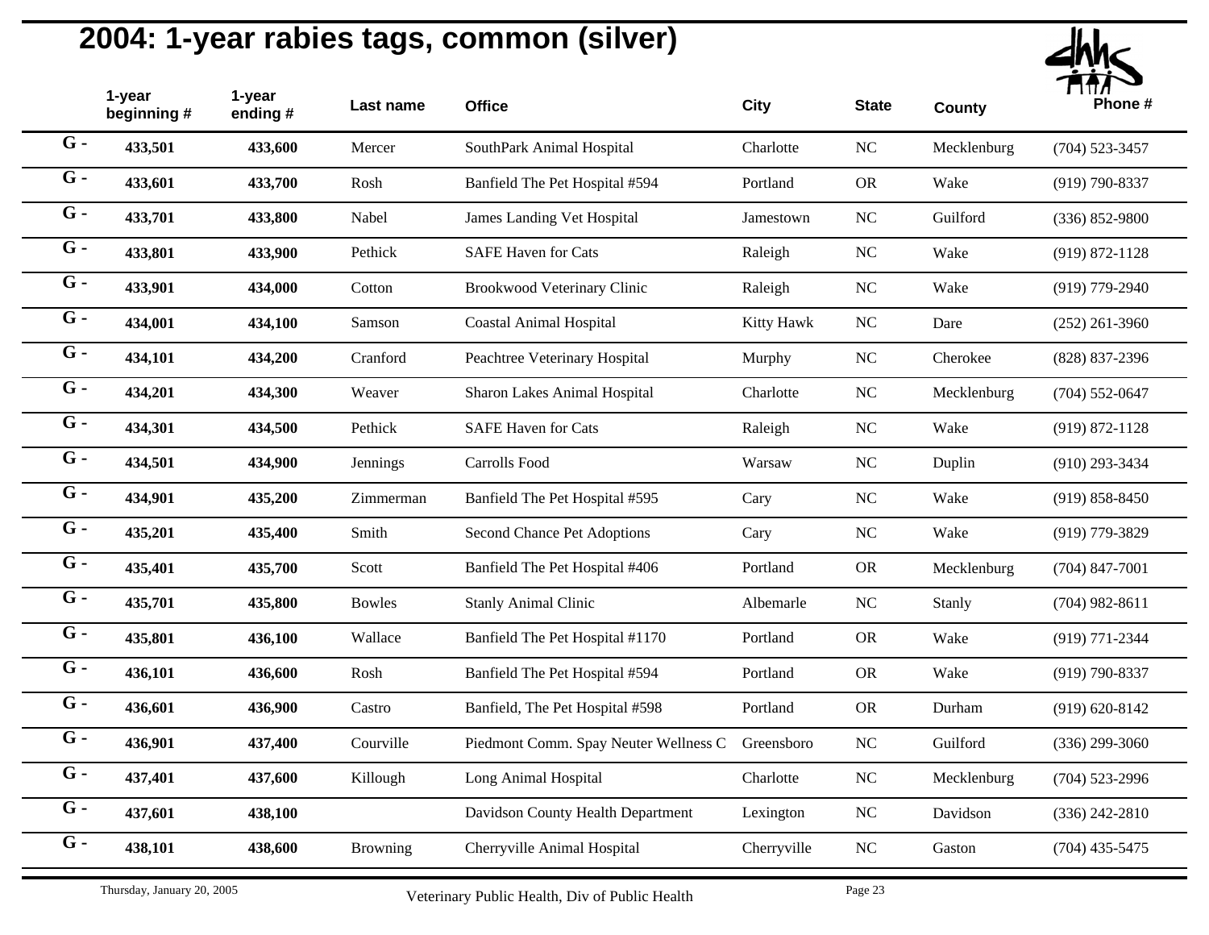# 2004: 1-year rabies tags, common (silver)

| | 1-year beginning # | 1-year ending # | Last name | Office | City | State | County | Phone # |
|---|---|---|---|---|---|---|---|---|
| G - | **433,501** | **433,600** | Mercer | SouthPark Animal Hospital | Charlotte | NC | Mecklenburg | (704) 523-3457 |
| G - | **433,601** | **433,700** | Rosh | Banfield The Pet Hospital #594 | Portland | OR | Wake | (919) 790-8337 |
| G - | **433,701** | **433,800** | Nabel | James Landing Vet Hospital | Jamestown | NC | Guilford | (336) 852-9800 |
| G - | **433,801** | **433,900** | Pethick | SAFE Haven for Cats | Raleigh | NC | Wake | (919) 872-1128 |
| G - | **433,901** | **434,000** | Cotton | Brookwood Veterinary Clinic | Raleigh | NC | Wake | (919) 779-2940 |
| G - | **434,001** | **434,100** | Samson | Coastal Animal Hospital | Kitty Hawk | NC | Dare | (252) 261-3960 |
| G - | **434,101** | **434,200** | Cranford | Peachtree Veterinary Hospital | Murphy | NC | Cherokee | (828) 837-2396 |
| G - | **434,201** | **434,300** | Weaver | Sharon Lakes Animal Hospital | Charlotte | NC | Mecklenburg | (704) 552-0647 |
| G - | **434,301** | **434,500** | Pethick | SAFE Haven for Cats | Raleigh | NC | Wake | (919) 872-1128 |
| G - | **434,501** | **434,900** | Jennings | Carrolls Food | Warsaw | NC | Duplin | (910) 293-3434 |
| G - | **434,901** | **435,200** | Zimmerman | Banfield The Pet Hospital #595 | Cary | NC | Wake | (919) 858-8450 |
| G - | **435,201** | **435,400** | Smith | Second Chance Pet Adoptions | Cary | NC | Wake | (919) 779-3829 |
| G - | **435,401** | **435,700** | Scott | Banfield The Pet Hospital #406 | Portland | OR | Mecklenburg | (704) 847-7001 |
| G - | **435,701** | **435,800** | Bowles | Stanly Animal Clinic | Albemarle | NC | Stanly | (704) 982-8611 |
| G - | **435,801** | **436,100** | Wallace | Banfield The Pet Hospital #1170 | Portland | OR | Wake | (919) 771-2344 |
| G - | **436,101** | **436,600** | Rosh | Banfield The Pet Hospital #594 | Portland | OR | Wake | (919) 790-8337 |
| G - | **436,601** | **436,900** | Castro | Banfield, The Pet Hospital #598 | Portland | OR | Durham | (919) 620-8142 |
| G - | **436,901** | **437,400** | Courville | Piedmont Comm. Spay Neuter Wellness C | Greensboro | NC | Guilford | (336) 299-3060 |
| G - | **437,401** | **437,600** | Killough | Long Animal Hospital | Charlotte | NC | Mecklenburg | (704) 523-2996 |
| G - | **437,601** | **438,100** | | Davidson County Health Department | Lexington | NC | Davidson | (336) 242-2810 |
| G - | **438,101** | **438,600** | Browning | Cherryville Animal Hospital | Cherryville | NC | Gaston | (704) 435-5475 |

Thursday, January 20, 2005

Veterinary Public Health, Div of Public Health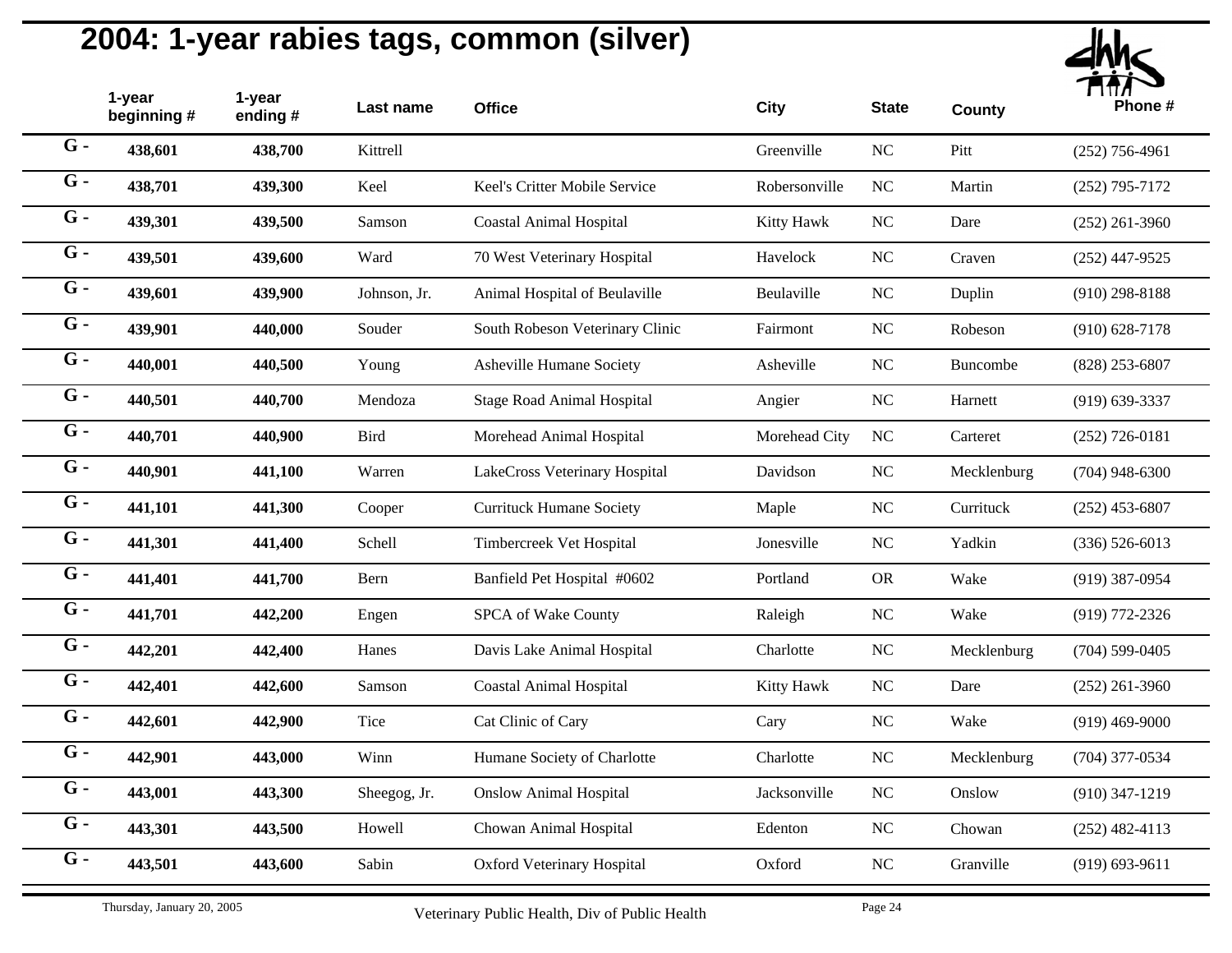# 2004: 1-year rabies tags, common (silver)

| | 1-year beginning # | 1-year ending # | Last name | Office | City | State | County | Phone # |
|---|---|---|---|---|---|---|---|---|
| G - | 438,601 | 438,700 | Kittrell | | Greenville | NC | Pitt | (252) 756-4961 |
| G - | 438,701 | 439,300 | Keel | Keel's Critter Mobile Service | Robersonville | NC | Martin | (252) 795-7172 |
| G - | 439,301 | 439,500 | Samson | Coastal Animal Hospital | Kitty Hawk | NC | Dare | (252) 261-3960 |
| G - | 439,501 | 439,600 | Ward | 70 West Veterinary Hospital | Havelock | NC | Craven | (252) 447-9525 |
| G - | 439,601 | 439,900 | Johnson, Jr. | Animal Hospital of Beulaville | Beulaville | NC | Duplin | (910) 298-8188 |
| G - | 439,901 | 440,000 | Souder | South Robeson Veterinary Clinic | Fairmont | NC | Robeson | (910) 628-7178 |
| G - | 440,001 | 440,500 | Young | Asheville Humane Society | Asheville | NC | Buncombe | (828) 253-6807 |
| G - | 440,501 | 440,700 | Mendoza | Stage Road Animal Hospital | Angier | NC | Harnett | (919) 639-3337 |
| G - | 440,701 | 440,900 | Bird | Morehead Animal Hospital | Morehead City | NC | Carteret | (252) 726-0181 |
| G - | 440,901 | 441,100 | Warren | LakeCross Veterinary Hospital | Davidson | NC | Mecklenburg | (704) 948-6300 |
| G - | 441,101 | 441,300 | Cooper | Currituck Humane Society | Maple | NC | Currituck | (252) 453-6807 |
| G - | 441,301 | 441,400 | Schell | Timbercreek Vet Hospital | Jonesville | NC | Yadkin | (336) 526-6013 |
| G - | 441,401 | 441,700 | Bern | Banfield Pet Hospital #0602 | Portland | OR | Wake | (919) 387-0954 |
| G - | 441,701 | 442,200 | Engen | SPCA of Wake County | Raleigh | NC | Wake | (919) 772-2326 |
| G - | 442,201 | 442,400 | Hanes | Davis Lake Animal Hospital | Charlotte | NC | Mecklenburg | (704) 599-0405 |
| G - | 442,401 | 442,600 | Samson | Coastal Animal Hospital | Kitty Hawk | NC | Dare | (252) 261-3960 |
| G - | 442,601 | 442,900 | Tice | Cat Clinic of Cary | Cary | NC | Wake | (919) 469-9000 |
| G - | 442,901 | 443,000 | Winn | Humane Society of Charlotte | Charlotte | NC | Mecklenburg | (704) 377-0534 |
| G - | 443,001 | 443,300 | Sheegog, Jr. | Onslow Animal Hospital | Jacksonville | NC | Onslow | (910) 347-1219 |
| G - | 443,301 | 443,500 | Howell | Chowan Animal Hospital | Edenton | NC | Chowan | (252) 482-4113 |
| G - | 443,501 | 443,600 | Sabin | Oxford Veterinary Hospital | Oxford | NC | Granville | (919) 693-9611 |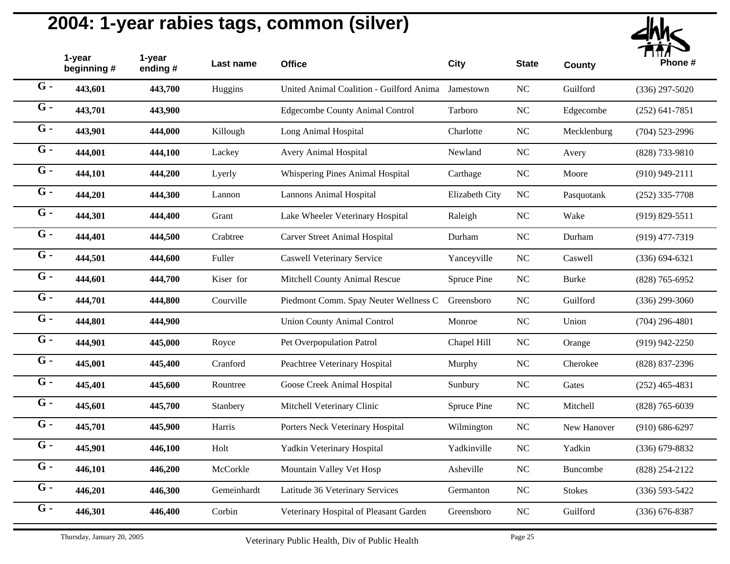# 2004: 1-year rabies tags, common (silver)

| | 1-year beginning # | 1-year ending # | Last name | Office | City | State | County | Phone # |
|---|---|---|---|---|---|---|---|---|
| G - | 443,601 | 443,700 | Huggins | United Animal Coalition - Guilford Anima | Jamestown | NC | Guilford | (336) 297-5020 |
| G - | 443,701 | 443,900 | | Edgecombe County Animal Control | Tarboro | NC | Edgecombe | (252) 641-7851 |
| G - | 443,901 | 444,000 | Killough | Long Animal Hospital | Charlotte | NC | Mecklenburg | (704) 523-2996 |
| G - | 444,001 | 444,100 | Lackey | Avery Animal Hospital | Newland | NC | Avery | (828) 733-9810 |
| G - | 444,101 | 444,200 | Lyerly | Whispering Pines Animal Hospital | Carthage | NC | Moore | (910) 949-2111 |
| G - | 444,201 | 444,300 | Lannon | Lannons Animal Hospital | Elizabeth City | NC | Pasquotank | (252) 335-7708 |
| G - | 444,301 | 444,400 | Grant | Lake Wheeler Veterinary Hospital | Raleigh | NC | Wake | (919) 829-5511 |
| G - | 444,401 | 444,500 | Crabtree | Carver Street Animal Hospital | Durham | NC | Durham | (919) 477-7319 |
| G - | 444,501 | 444,600 | Fuller | Caswell Veterinary Service | Yanceyville | NC | Caswell | (336) 694-6321 |
| G - | 444,601 | 444,700 | Kiser for | Mitchell County Animal Rescue | Spruce Pine | NC | Burke | (828) 765-6952 |
| G - | 444,701 | 444,800 | Courville | Piedmont Comm. Spay Neuter Wellness C | Greensboro | NC | Guilford | (336) 299-3060 |
| G - | 444,801 | 444,900 | | Union County Animal Control | Monroe | NC | Union | (704) 296-4801 |
| G - | 444,901 | 445,000 | Royce | Pet Overpopulation Patrol | Chapel Hill | NC | Orange | (919) 942-2250 |
| G - | 445,001 | 445,400 | Cranford | Peachtree Veterinary Hospital | Murphy | NC | Cherokee | (828) 837-2396 |
| G - | 445,401 | 445,600 | Rountree | Goose Creek Animal Hospital | Sunbury | NC | Gates | (252) 465-4831 |
| G - | 445,601 | 445,700 | Stanbery | Mitchell Veterinary Clinic | Spruce Pine | NC | Mitchell | (828) 765-6039 |
| G - | 445,701 | 445,900 | Harris | Porters Neck Veterinary Hospital | Wilmington | NC | New Hanover | (910) 686-6297 |
| G - | 445,901 | 446,100 | Holt | Yadkin Veterinary Hospital | Yadkinville | NC | Yadkin | (336) 679-8832 |
| G - | 446,101 | 446,200 | McCorkle | Mountain Valley Vet Hosp | Asheville | NC | Buncombe | (828) 254-2122 |
| G - | 446,201 | 446,300 | Gemeinhardt | Latitude 36 Veterinary Services | Germanton | NC | Stokes | (336) 593-5422 |
| G - | 446,301 | 446,400 | Corbin | Veterinary Hospital of Pleasant Garden | Greensboro | NC | Guilford | (336) 676-8387 |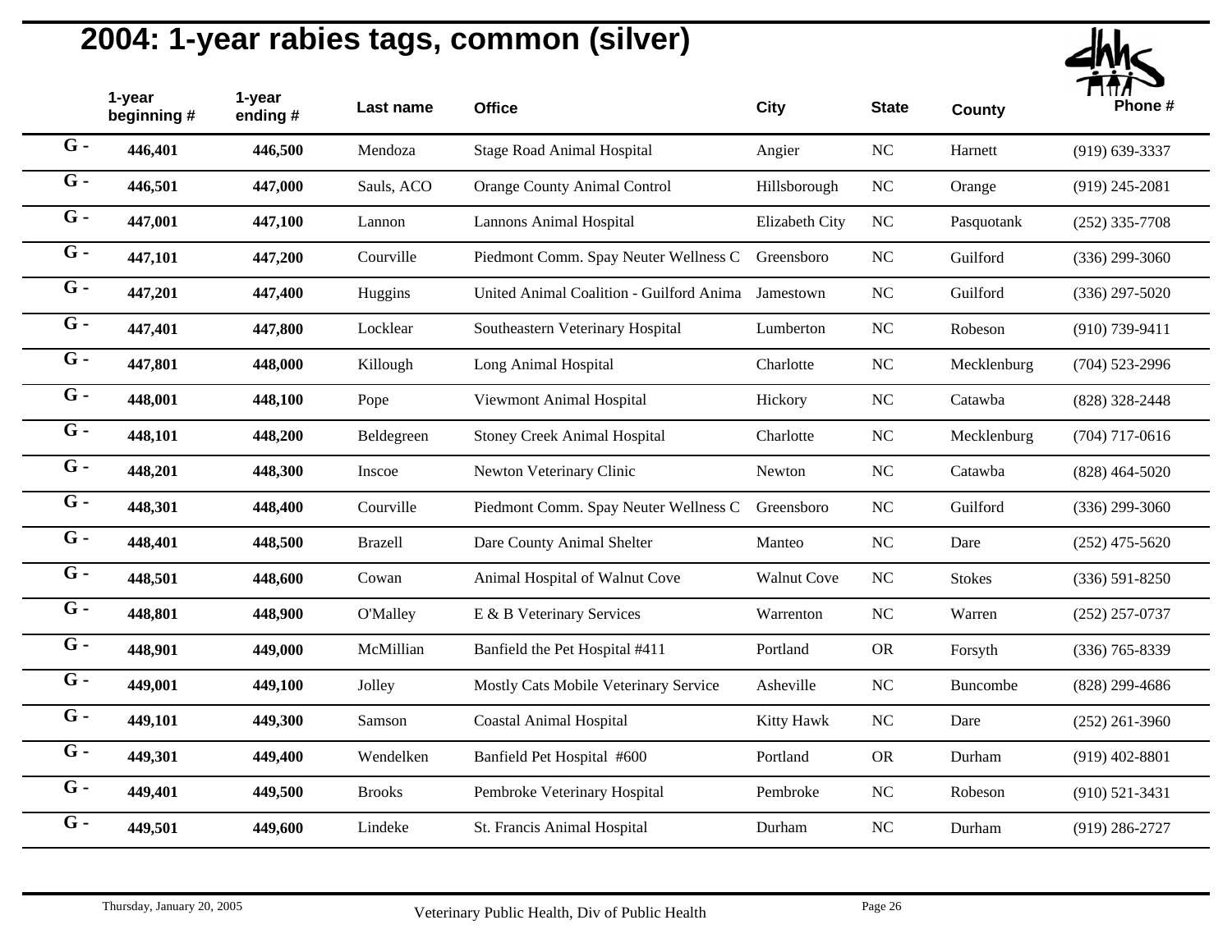# 2004: 1-year rabies tags, common (silver)

| | 1-year beginning # | 1-year ending # | Last name | Office | City | State | County | Phone # |
|---|---|---|---|---|---|---|---|---|
| G - | **446,401** | **446,500** | Mendoza | Stage Road Animal Hospital | Angier | NC | Harnett | (919) 639-3337 |
| G - | **446,501** | **447,000** | Sauls, ACO | Orange County Animal Control | Hillsborough | NC | Orange | (919) 245-2081 |
| G - | **447,001** | **447,100** | Lannon | Lannons Animal Hospital | Elizabeth City | NC | Pasquotank | (252) 335-7708 |
| G - | **447,101** | **447,200** | Courville | Piedmont Comm. Spay Neuter Wellness C | Greensboro | NC | Guilford | (336) 299-3060 |
| G - | **447,201** | **447,400** | Huggins | United Animal Coalition - Guilford Anima | Jamestown | NC | Guilford | (336) 297-5020 |
| G - | **447,401** | **447,800** | Locklear | Southeastern Veterinary Hospital | Lumberton | NC | Robeson | (910) 739-9411 |
| G - | **447,801** | **448,000** | Killough | Long Animal Hospital | Charlotte | NC | Mecklenburg | (704) 523-2996 |
| G - | **448,001** | **448,100** | Pope | Viewmont Animal Hospital | Hickory | NC | Catawba | (828) 328-2448 |
| G - | **448,101** | **448,200** | Beldegreen | Stoney Creek Animal Hospital | Charlotte | NC | Mecklenburg | (704) 717-0616 |
| G - | **448,201** | **448,300** | Inscoe | Newton Veterinary Clinic | Newton | NC | Catawba | (828) 464-5020 |
| G - | **448,301** | **448,400** | Courville | Piedmont Comm. Spay Neuter Wellness C | Greensboro | NC | Guilford | (336) 299-3060 |
| G - | **448,401** | **448,500** | Brazell | Dare County Animal Shelter | Manteo | NC | Dare | (252) 475-5620 |
| G - | **448,501** | **448,600** | Cowan | Animal Hospital of Walnut Cove | Walnut Cove | NC | Stokes | (336) 591-8250 |
| G - | **448,801** | **448,900** | O'Malley | E & B Veterinary Services | Warrenton | NC | Warren | (252) 257-0737 |
| G - | **448,901** | **449,000** | McMillian | Banfield the Pet Hospital #411 | Portland | OR | Forsyth | (336) 765-8339 |
| G - | **449,001** | **449,100** | Jolley | Mostly Cats Mobile Veterinary Service | Asheville | NC | Buncombe | (828) 299-4686 |
| G - | **449,101** | **449,300** | Samson | Coastal Animal Hospital | Kitty Hawk | NC | Dare | (252) 261-3960 |
| G - | **449,301** | **449,400** | Wendelken | Banfield Pet Hospital #600 | Portland | OR | Durham | (919) 402-8801 |
| G - | **449,401** | **449,500** | Brooks | Pembroke Veterinary Hospital | Pembroke | NC | Robeson | (910) 521-3431 |
| G - | **449,501** | **449,600** | Lindeke | St. Francis Animal Hospital | Durham | NC | Durham | (919) 286-2727 |

Thursday, January 20, 2005 — Veterinary Public Health, Div of Public Health